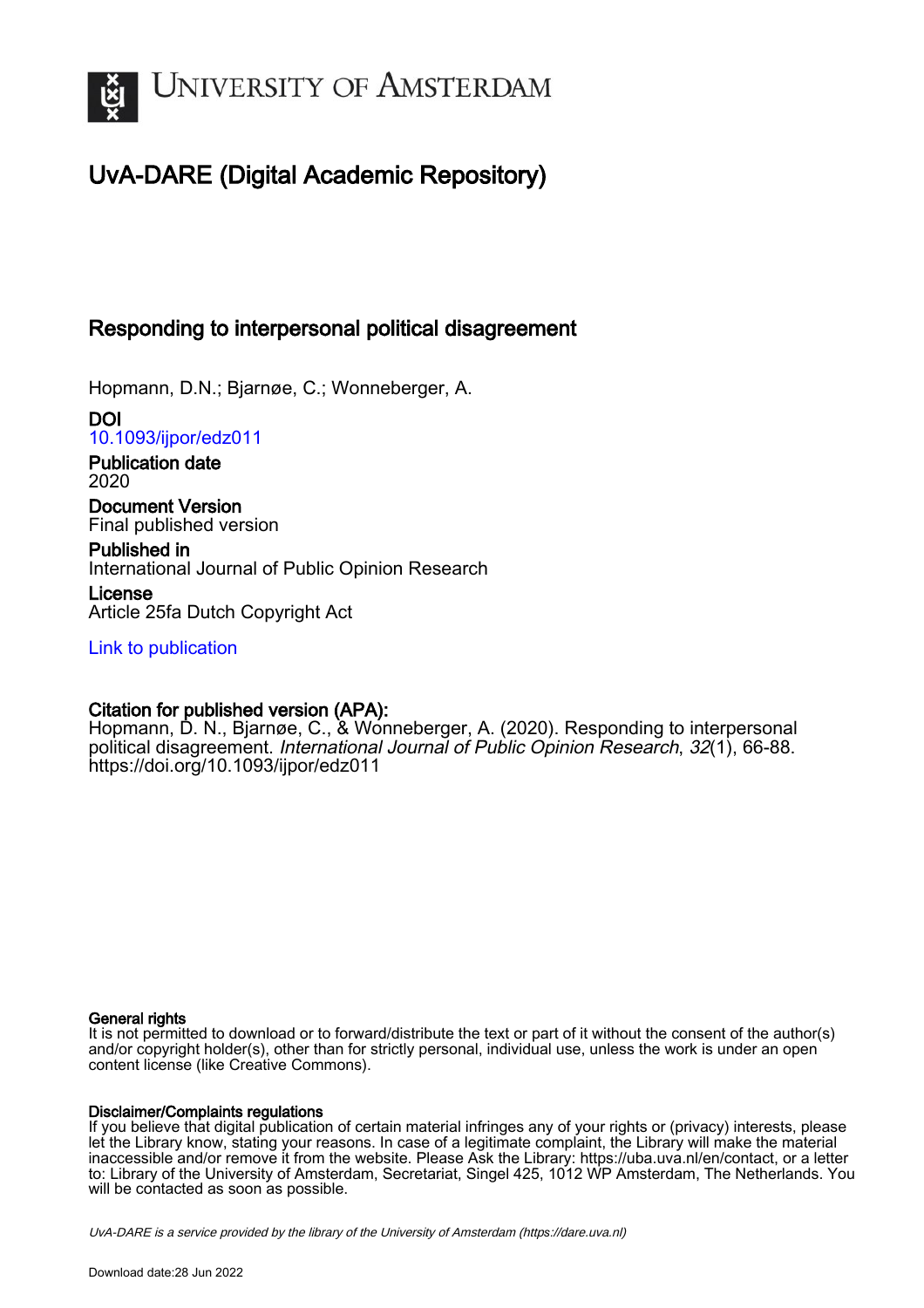UNIVERSITY OF AMSTERDAM

# UvA-DARE (Digital Academic Repository)

## Responding to interpersonal political disagreement

Hopmann, D.N.; Bjarnøe, C.; Wonneberger, A.

**DOI**
10.1093/ijpor/edz011

**Publication date**
2020

**Document Version**
Final published version

**Published in**
International Journal of Public Opinion Research

**License**
Article 25fa Dutch Copyright Act

Link to publication

**Citation for published version (APA):**
Hopmann, D. N., Bjarnøe, C., & Wonneberger, A. (2020). Responding to interpersonal political disagreement. *International Journal of Public Opinion Research*, *32*(1), 66-88. https://doi.org/10.1093/ijpor/edz011

**General rights**
It is not permitted to download or to forward/distribute the text or part of it without the consent of the author(s) and/or copyright holder(s), other than for strictly personal, individual use, unless the work is under an open content license (like Creative Commons).

**Disclaimer/Complaints regulations**
If you believe that digital publication of certain material infringes any of your rights or (privacy) interests, please let the Library know, stating your reasons. In case of a legitimate complaint, the Library will make the material inaccessible and/or remove it from the website. Please Ask the Library: https://uba.uva.nl/en/contact, or a letter to: Library of the University of Amsterdam, Secretariat, Singel 425, 1012 WP Amsterdam, The Netherlands. You will be contacted as soon as possible.

UvA-DARE is a service provided by the library of the University of Amsterdam (https://dare.uva.nl)

Download date:28 Jun 2022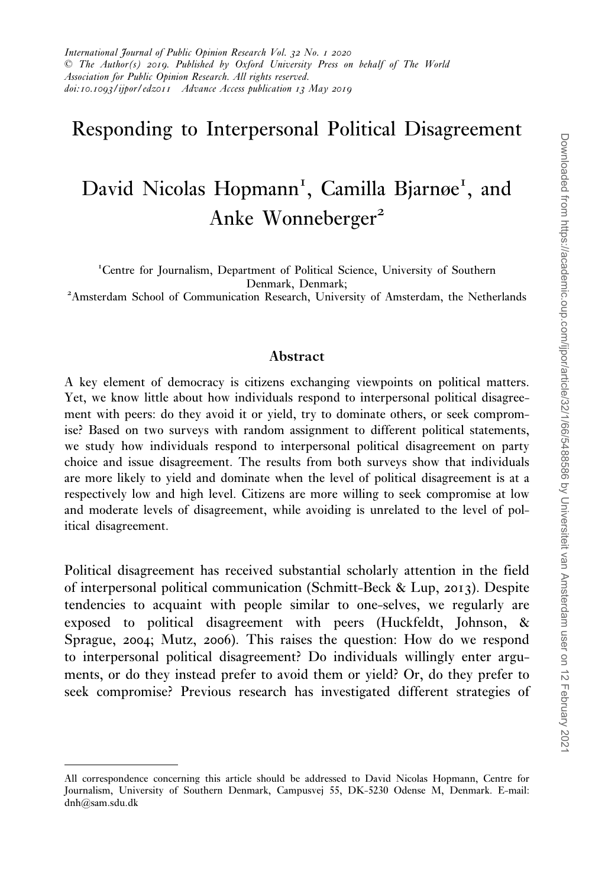International Journal of Public Opinion Research Vol. 32 No. 1 2020
© The Author(s) 2019. Published by Oxford University Press on behalf of The World Association for Public Opinion Research. All rights reserved.
doi:10.1093/ijpor/edz011 Advance Access publication 13 May 2019

# Responding to Interpersonal Political Disagreement

## David Nicolas Hopmann[1], Camilla Bjarnøe[1], and Anke Wonneberger[2]

[1]Centre for Journalism, Department of Political Science, University of Southern Denmark, Denmark;
[2]Amsterdam School of Communication Research, University of Amsterdam, the Netherlands

### Abstract

A key element of democracy is citizens exchanging viewpoints on political matters. Yet, we know little about how individuals respond to interpersonal political disagreement with peers: do they avoid it or yield, try to dominate others, or seek compromise? Based on two surveys with random assignment to different political statements, we study how individuals respond to interpersonal political disagreement on party choice and issue disagreement. The results from both surveys show that individuals are more likely to yield and dominate when the level of political disagreement is at a respectively low and high level. Citizens are more willing to seek compromise at low and moderate levels of disagreement, while avoiding is unrelated to the level of political disagreement.

Political disagreement has received substantial scholarly attention in the field of interpersonal political communication (Schmitt-Beck & Lup, 2013). Despite tendencies to acquaint with people similar to one-selves, we regularly are exposed to political disagreement with peers (Huckfeldt, Johnson, & Sprague, 2004; Mutz, 2006). This raises the question: How do we respond to interpersonal political disagreement? Do individuals willingly enter arguments, or do they instead prefer to avoid them or yield? Or, do they prefer to seek compromise? Previous research has investigated different strategies of

---

All correspondence concerning this article should be addressed to David Nicolas Hopmann, Centre for Journalism, University of Southern Denmark, Campusvej 55, DK-5230 Odense M, Denmark. E-mail: dnh@sam.sdu.dk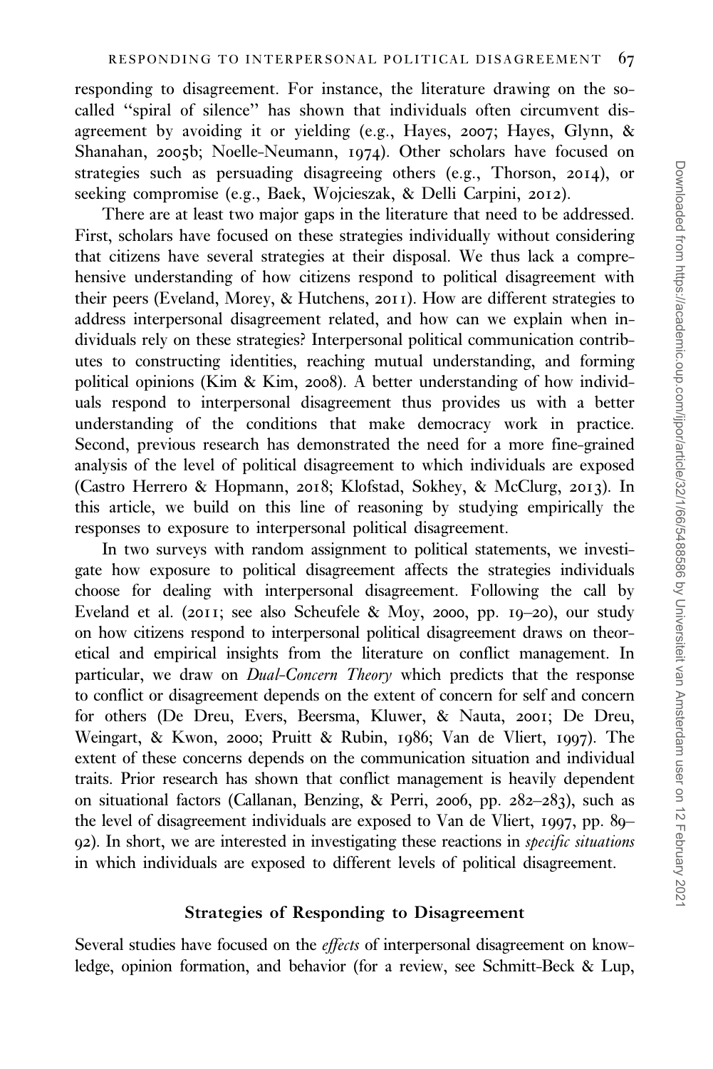responding to disagreement. For instance, the literature drawing on the so-called "spiral of silence" has shown that individuals often circumvent disagreement by avoiding it or yielding (e.g., Hayes, 2007; Hayes, Glynn, & Shanahan, 2005b; Noelle-Neumann, 1974). Other scholars have focused on strategies such as persuading disagreeing others (e.g., Thorson, 2014), or seeking compromise (e.g., Baek, Wojcieszak, & Delli Carpini, 2012).

There are at least two major gaps in the literature that need to be addressed. First, scholars have focused on these strategies individually without considering that citizens have several strategies at their disposal. We thus lack a comprehensive understanding of how citizens respond to political disagreement with their peers (Eveland, Morey, & Hutchens, 2011). How are different strategies to address interpersonal disagreement related, and how can we explain when individuals rely on these strategies? Interpersonal political communication contributes to constructing identities, reaching mutual understanding, and forming political opinions (Kim & Kim, 2008). A better understanding of how individuals respond to interpersonal disagreement thus provides us with a better understanding of the conditions that make democracy work in practice. Second, previous research has demonstrated the need for a more fine-grained analysis of the level of political disagreement to which individuals are exposed (Castro Herrero & Hopmann, 2018; Klofstad, Sokhey, & McClurg, 2013). In this article, we build on this line of reasoning by studying empirically the responses to exposure to interpersonal political disagreement.

In two surveys with random assignment to political statements, we investigate how exposure to political disagreement affects the strategies individuals choose for dealing with interpersonal disagreement. Following the call by Eveland et al. (2011; see also Scheufele & Moy, 2000, pp. 19–20), our study on how citizens respond to interpersonal political disagreement draws on theoretical and empirical insights from the literature on conflict management. In particular, we draw on *Dual-Concern Theory* which predicts that the response to conflict or disagreement depends on the extent of concern for self and concern for others (De Dreu, Evers, Beersma, Kluwer, & Nauta, 2001; De Dreu, Weingart, & Kwon, 2000; Pruitt & Rubin, 1986; Van de Vliert, 1997). The extent of these concerns depends on the communication situation and individual traits. Prior research has shown that conflict management is heavily dependent on situational factors (Callanan, Benzing, & Perri, 2006, pp. 282–283), such as the level of disagreement individuals are exposed to Van de Vliert, 1997, pp. 89–92). In short, we are interested in investigating these reactions in *specific situations* in which individuals are exposed to different levels of political disagreement.

## Strategies of Responding to Disagreement

Several studies have focused on the *effects* of interpersonal disagreement on knowledge, opinion formation, and behavior (for a review, see Schmitt-Beck & Lup,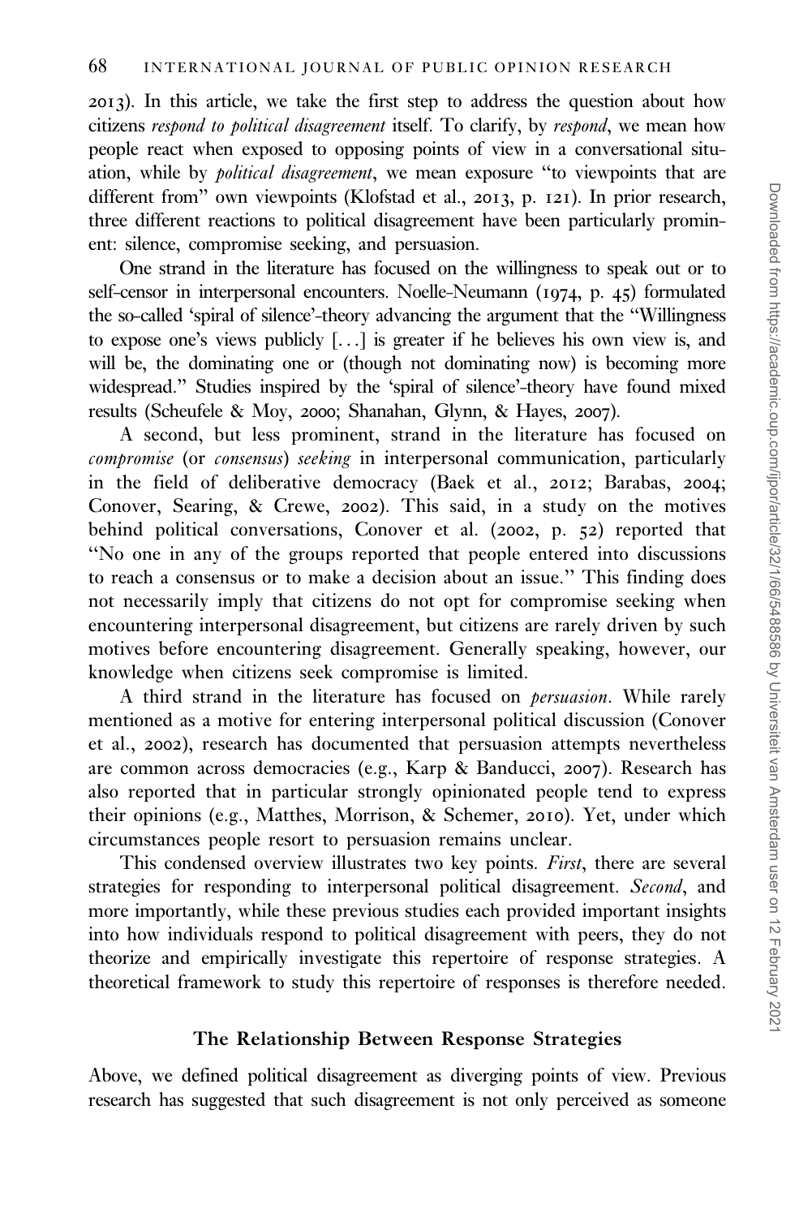2013). In this article, we take the first step to address the question about how citizens *respond to political disagreement* itself. To clarify, by *respond*, we mean how people react when exposed to opposing points of view in a conversational situation, while by *political disagreement*, we mean exposure "to viewpoints that are different from" own viewpoints (Klofstad et al., 2013, p. 121). In prior research, three different reactions to political disagreement have been particularly prominent: silence, compromise seeking, and persuasion.

One strand in the literature has focused on the willingness to speak out or to self-censor in interpersonal encounters. Noelle-Neumann (1974, p. 45) formulated the so-called 'spiral of silence'-theory advancing the argument that the "Willingness to expose one's views publicly [...] is greater if he believes his own view is, and will be, the dominating one or (though not dominating now) is becoming more widespread." Studies inspired by the 'spiral of silence'-theory have found mixed results (Scheufele & Moy, 2000; Shanahan, Glynn, & Hayes, 2007).

A second, but less prominent, strand in the literature has focused on *compromise* (or *consensus*) *seeking* in interpersonal communication, particularly in the field of deliberative democracy (Baek et al., 2012; Barabas, 2004; Conover, Searing, & Crewe, 2002). This said, in a study on the motives behind political conversations, Conover et al. (2002, p. 52) reported that "No one in any of the groups reported that people entered into discussions to reach a consensus or to make a decision about an issue." This finding does not necessarily imply that citizens do not opt for compromise seeking when encountering interpersonal disagreement, but citizens are rarely driven by such motives before encountering disagreement. Generally speaking, however, our knowledge when citizens seek compromise is limited.

A third strand in the literature has focused on *persuasion*. While rarely mentioned as a motive for entering interpersonal political discussion (Conover et al., 2002), research has documented that persuasion attempts nevertheless are common across democracies (e.g., Karp & Banducci, 2007). Research has also reported that in particular strongly opinionated people tend to express their opinions (e.g., Matthes, Morrison, & Schemer, 2010). Yet, under which circumstances people resort to persuasion remains unclear.

This condensed overview illustrates two key points. *First*, there are several strategies for responding to interpersonal political disagreement. *Second*, and more importantly, while these previous studies each provided important insights into how individuals respond to political disagreement with peers, they do not theorize and empirically investigate this repertoire of response strategies. A theoretical framework to study this repertoire of responses is therefore needed.

## The Relationship Between Response Strategies

Above, we defined political disagreement as diverging points of view. Previous research has suggested that such disagreement is not only perceived as someone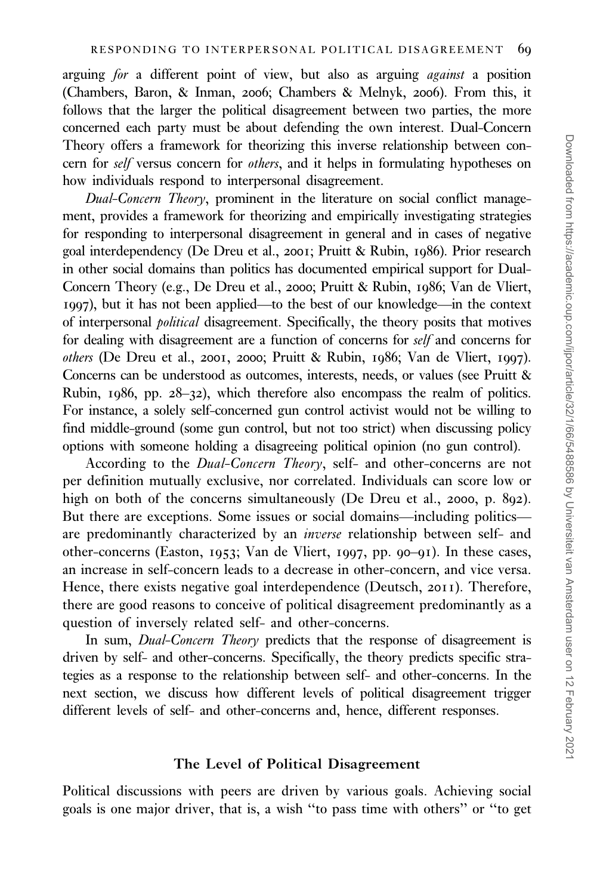arguing *for* a different point of view, but also as arguing *against* a position (Chambers, Baron, & Inman, 2006; Chambers & Melnyk, 2006). From this, it follows that the larger the political disagreement between two parties, the more concerned each party must be about defending the own interest. Dual-Concern Theory offers a framework for theorizing this inverse relationship between concern for *self* versus concern for *others*, and it helps in formulating hypotheses on how individuals respond to interpersonal disagreement.

*Dual-Concern Theory*, prominent in the literature on social conflict management, provides a framework for theorizing and empirically investigating strategies for responding to interpersonal disagreement in general and in cases of negative goal interdependency (De Dreu et al., 2001; Pruitt & Rubin, 1986). Prior research in other social domains than politics has documented empirical support for Dual-Concern Theory (e.g., De Dreu et al., 2000; Pruitt & Rubin, 1986; Van de Vliert, 1997), but it has not been applied—to the best of our knowledge—in the context of interpersonal *political* disagreement. Specifically, the theory posits that motives for dealing with disagreement are a function of concerns for *self* and concerns for *others* (De Dreu et al., 2001, 2000; Pruitt & Rubin, 1986; Van de Vliert, 1997). Concerns can be understood as outcomes, interests, needs, or values (see Pruitt & Rubin, 1986, pp. 28–32), which therefore also encompass the realm of politics. For instance, a solely self-concerned gun control activist would not be willing to find middle-ground (some gun control, but not too strict) when discussing policy options with someone holding a disagreeing political opinion (no gun control).

According to the *Dual-Concern Theory*, self- and other-concerns are not per definition mutually exclusive, nor correlated. Individuals can score low or high on both of the concerns simultaneously (De Dreu et al., 2000, p. 892). But there are exceptions. Some issues or social domains—including politics—are predominantly characterized by an *inverse* relationship between self- and other-concerns (Easton, 1953; Van de Vliert, 1997, pp. 90–91). In these cases, an increase in self-concern leads to a decrease in other-concern, and vice versa. Hence, there exists negative goal interdependence (Deutsch, 2011). Therefore, there are good reasons to conceive of political disagreement predominantly as a question of inversely related self- and other-concerns.

In sum, *Dual-Concern Theory* predicts that the response of disagreement is driven by self- and other-concerns. Specifically, the theory predicts specific strategies as a response to the relationship between self- and other-concerns. In the next section, we discuss how different levels of political disagreement trigger different levels of self- and other-concerns and, hence, different responses.

## The Level of Political Disagreement

Political discussions with peers are driven by various goals. Achieving social goals is one major driver, that is, a wish "to pass time with others" or "to get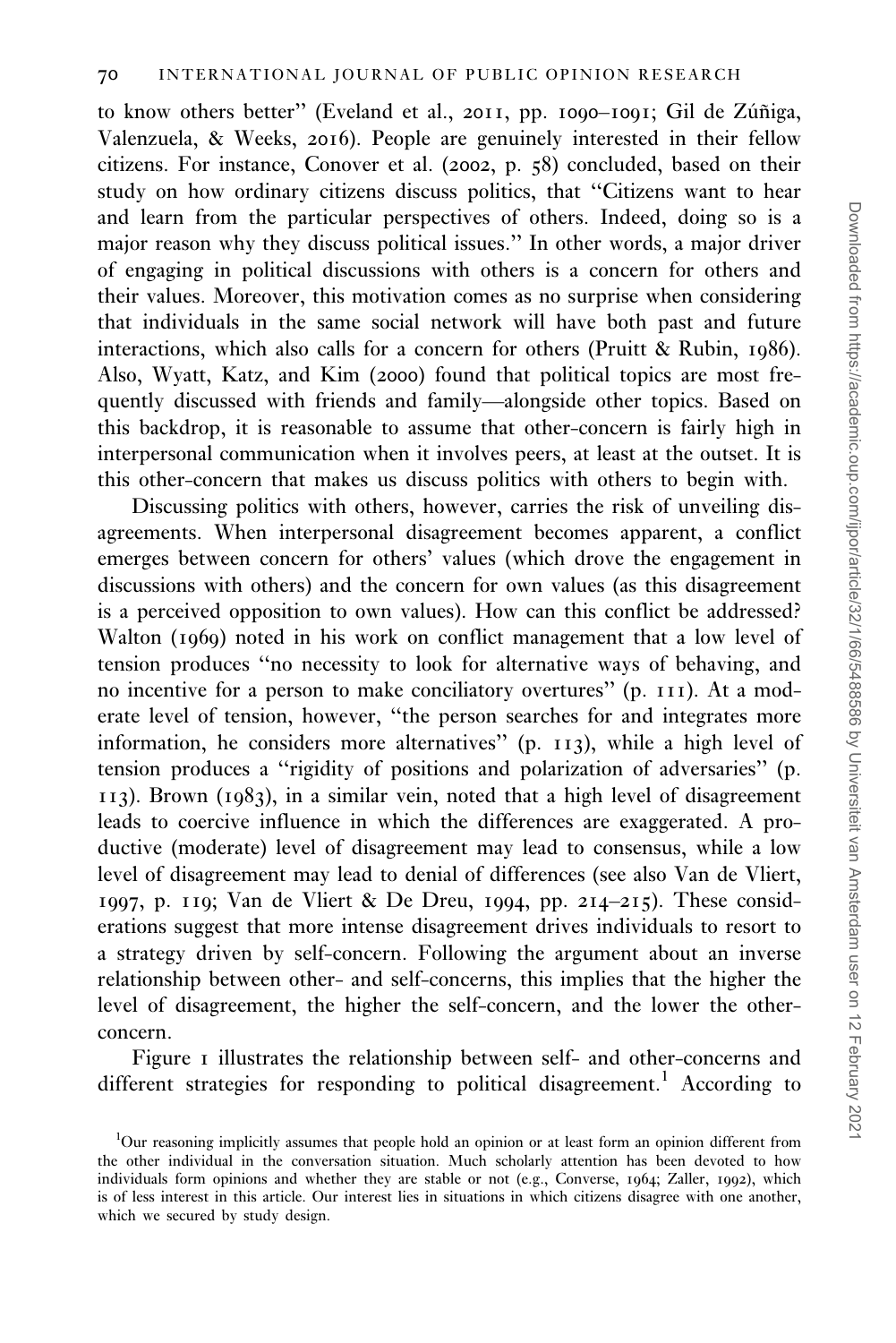to know others better" (Eveland et al., 2011, pp. 1090–1091; Gil de Zúñiga, Valenzuela, & Weeks, 2016). People are genuinely interested in their fellow citizens. For instance, Conover et al. (2002, p. 58) concluded, based on their study on how ordinary citizens discuss politics, that "Citizens want to hear and learn from the particular perspectives of others. Indeed, doing so is a major reason why they discuss political issues." In other words, a major driver of engaging in political discussions with others is a concern for others and their values. Moreover, this motivation comes as no surprise when considering that individuals in the same social network will have both past and future interactions, which also calls for a concern for others (Pruitt & Rubin, 1986). Also, Wyatt, Katz, and Kim (2000) found that political topics are most frequently discussed with friends and family—alongside other topics. Based on this backdrop, it is reasonable to assume that other-concern is fairly high in interpersonal communication when it involves peers, at least at the outset. It is this other-concern that makes us discuss politics with others to begin with.

Discussing politics with others, however, carries the risk of unveiling disagreements. When interpersonal disagreement becomes apparent, a conflict emerges between concern for others' values (which drove the engagement in discussions with others) and the concern for own values (as this disagreement is a perceived opposition to own values). How can this conflict be addressed? Walton (1969) noted in his work on conflict management that a low level of tension produces "no necessity to look for alternative ways of behaving, and no incentive for a person to make conciliatory overtures" (p. 111). At a moderate level of tension, however, "the person searches for and integrates more information, he considers more alternatives" (p. 113), while a high level of tension produces a "rigidity of positions and polarization of adversaries" (p. 113). Brown (1983), in a similar vein, noted that a high level of disagreement leads to coercive influence in which the differences are exaggerated. A productive (moderate) level of disagreement may lead to consensus, while a low level of disagreement may lead to denial of differences (see also Van de Vliert, 1997, p. 119; Van de Vliert & De Dreu, 1994, pp. 214–215). These considerations suggest that more intense disagreement drives individuals to resort to a strategy driven by self-concern. Following the argument about an inverse relationship between other- and self-concerns, this implies that the higher the level of disagreement, the higher the self-concern, and the lower the other-concern.

Figure 1 illustrates the relationship between self- and other-concerns and different strategies for responding to political disagreement.[1] According to

[1]Our reasoning implicitly assumes that people hold an opinion or at least form an opinion different from the other individual in the conversation situation. Much scholarly attention has been devoted to how individuals form opinions and whether they are stable or not (e.g., Converse, 1964; Zaller, 1992), which is of less interest in this article. Our interest lies in situations in which citizens disagree with one another, which we secured by study design.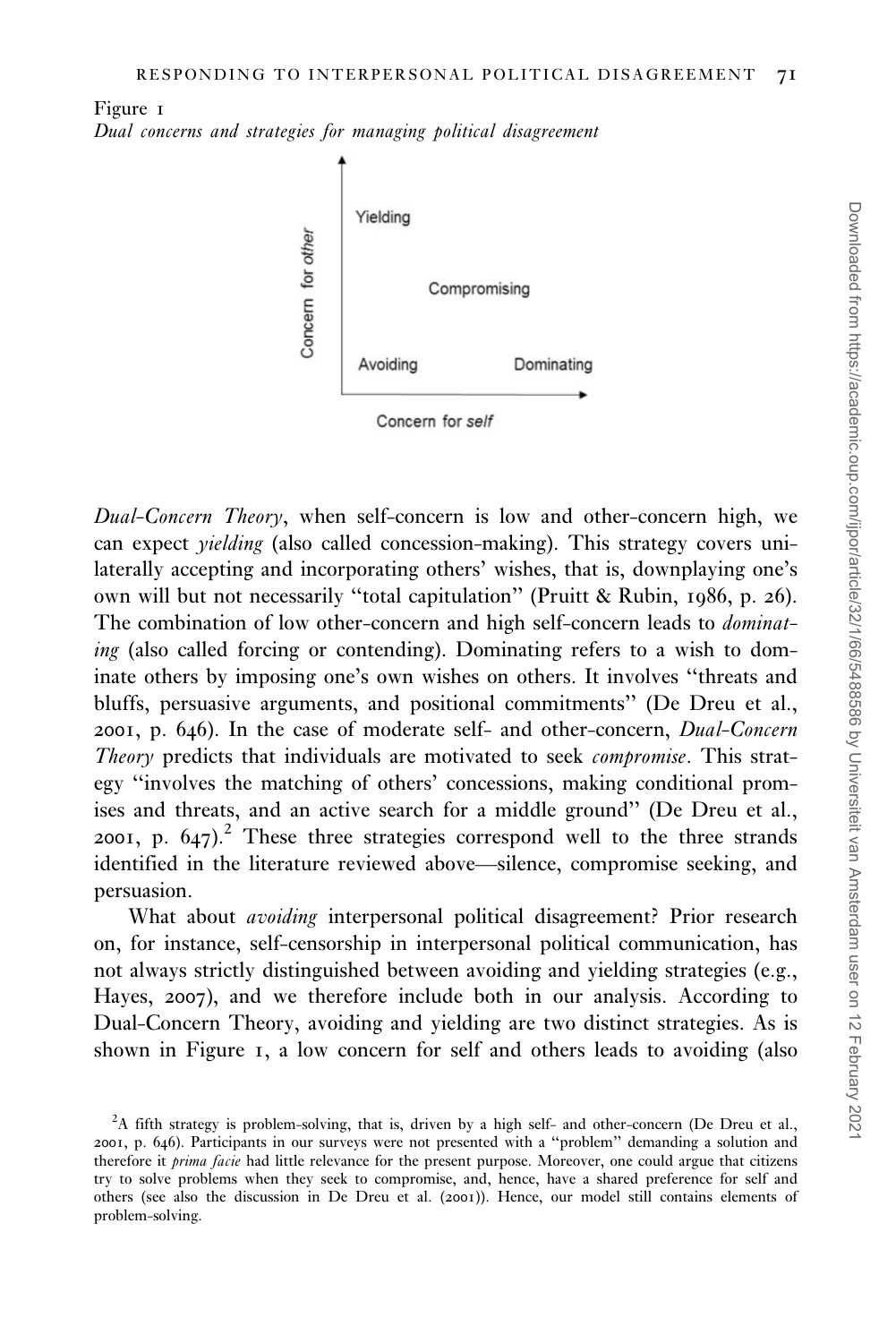Figure 1
*Dual concerns and strategies for managing political disagreement*

Yielding

Compromising

Avoiding

Dominating

Concern for *other*

Concern for *self*

*Dual-Concern Theory*, when self-concern is low and other-concern high, we can expect *yielding* (also called concession-making). This strategy covers unilaterally accepting and incorporating others' wishes, that is, downplaying one's own will but not necessarily "total capitulation" (Pruitt & Rubin, 1986, p. 26). The combination of low other-concern and high self-concern leads to *dominating* (also called forcing or contending). Dominating refers to a wish to dominate others by imposing one's own wishes on others. It involves "threats and bluffs, persuasive arguments, and positional commitments" (De Dreu et al., 2001, p. 646). In the case of moderate self- and other-concern, *Dual-Concern Theory* predicts that individuals are motivated to seek *compromise*. This strategy "involves the matching of others' concessions, making conditional promises and threats, and an active search for a middle ground" (De Dreu et al., 2001, p. 647).[2] These three strategies correspond well to the three strands identified in the literature reviewed above—silence, compromise seeking, and persuasion.

What about *avoiding* interpersonal political disagreement? Prior research on, for instance, self-censorship in interpersonal political communication, has not always strictly distinguished between avoiding and yielding strategies (e.g., Hayes, 2007), and we therefore include both in our analysis. According to Dual-Concern Theory, avoiding and yielding are two distinct strategies. As is shown in Figure 1, a low concern for self and others leads to avoiding (also

[2]A fifth strategy is problem-solving, that is, driven by a high self- and other-concern (De Dreu et al., 2001, p. 646). Participants in our surveys were not presented with a "problem" demanding a solution and therefore it *prima facie* had little relevance for the present purpose. Moreover, one could argue that citizens try to solve problems when they seek to compromise, and, hence, have a shared preference for self and others (see also the discussion in De Dreu et al. (2001)). Hence, our model still contains elements of problem-solving.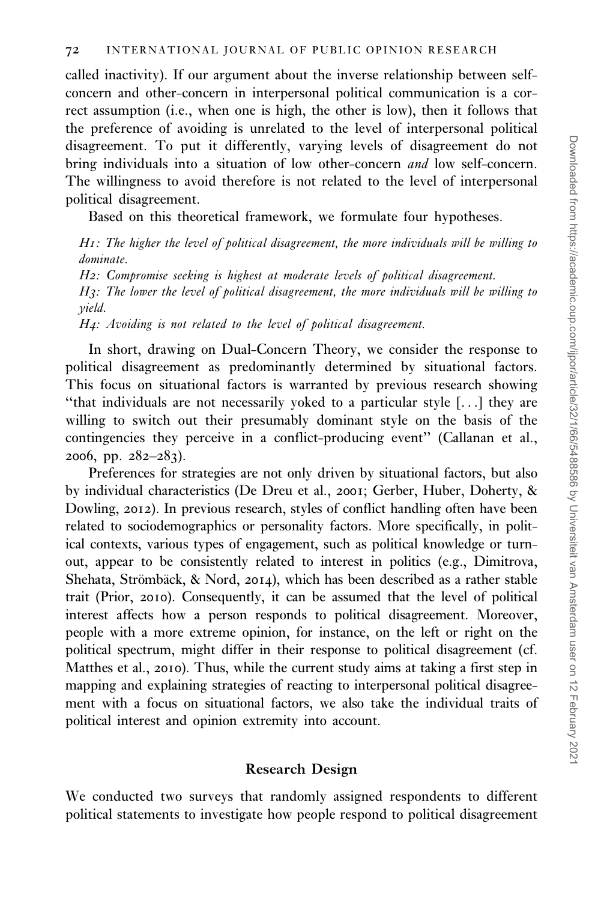called inactivity). If our argument about the inverse relationship between self-concern and other-concern in interpersonal political communication is a correct assumption (i.e., when one is high, the other is low), then it follows that the preference of avoiding is unrelated to the level of interpersonal political disagreement. To put it differently, varying levels of disagreement do not bring individuals into a situation of low other-concern *and* low self-concern. The willingness to avoid therefore is not related to the level of interpersonal political disagreement.

Based on this theoretical framework, we formulate four hypotheses.

*H1: The higher the level of political disagreement, the more individuals will be willing to dominate.*

*H2: Compromise seeking is highest at moderate levels of political disagreement.*

*H3: The lower the level of political disagreement, the more individuals will be willing to yield.*

*H4: Avoiding is not related to the level of political disagreement.*

In short, drawing on Dual-Concern Theory, we consider the response to political disagreement as predominantly determined by situational factors. This focus on situational factors is warranted by previous research showing "that individuals are not necessarily yoked to a particular style [...] they are willing to switch out their presumably dominant style on the basis of the contingencies they perceive in a conflict-producing event" (Callanan et al., 2006, pp. 282–283).

Preferences for strategies are not only driven by situational factors, but also by individual characteristics (De Dreu et al., 2001; Gerber, Huber, Doherty, & Dowling, 2012). In previous research, styles of conflict handling often have been related to sociodemographics or personality factors. More specifically, in political contexts, various types of engagement, such as political knowledge or turnout, appear to be consistently related to interest in politics (e.g., Dimitrova, Shehata, Strömbäck, & Nord, 2014), which has been described as a rather stable trait (Prior, 2010). Consequently, it can be assumed that the level of political interest affects how a person responds to political disagreement. Moreover, people with a more extreme opinion, for instance, on the left or right on the political spectrum, might differ in their response to political disagreement (cf. Matthes et al., 2010). Thus, while the current study aims at taking a first step in mapping and explaining strategies of reacting to interpersonal political disagreement with a focus on situational factors, we also take the individual traits of political interest and opinion extremity into account.

## Research Design

We conducted two surveys that randomly assigned respondents to different political statements to investigate how people respond to political disagreement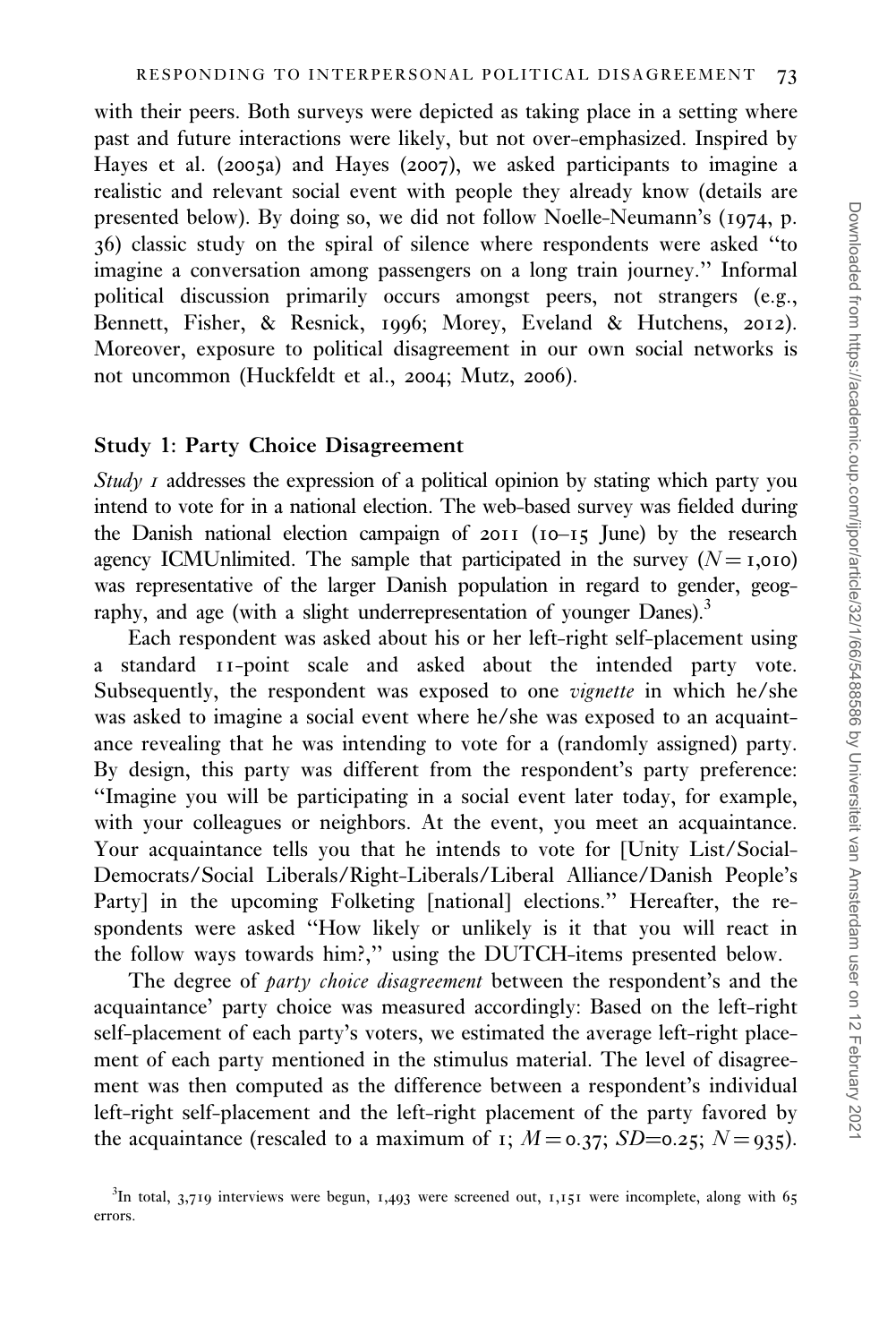with their peers. Both surveys were depicted as taking place in a setting where past and future interactions were likely, but not over-emphasized. Inspired by Hayes et al. (2005a) and Hayes (2007), we asked participants to imagine a realistic and relevant social event with people they already know (details are presented below). By doing so, we did not follow Noelle-Neumann's (1974, p. 36) classic study on the spiral of silence where respondents were asked "to imagine a conversation among passengers on a long train journey." Informal political discussion primarily occurs amongst peers, not strangers (e.g., Bennett, Fisher, & Resnick, 1996; Morey, Eveland & Hutchens, 2012). Moreover, exposure to political disagreement in our own social networks is not uncommon (Huckfeldt et al., 2004; Mutz, 2006).

### Study 1: Party Choice Disagreement

*Study 1* addresses the expression of a political opinion by stating which party you intend to vote for in a national election. The web-based survey was fielded during the Danish national election campaign of 2011 (10–15 June) by the research agency ICMUnlimited. The sample that participated in the survey ($N = 1{,}010$) was representative of the larger Danish population in regard to gender, geography, and age (with a slight underrepresentation of younger Danes).[3]

Each respondent was asked about his or her left-right self-placement using a standard 11-point scale and asked about the intended party vote. Subsequently, the respondent was exposed to one *vignette* in which he/she was asked to imagine a social event where he/she was exposed to an acquaintance revealing that he was intending to vote for a (randomly assigned) party. By design, this party was different from the respondent's party preference: "Imagine you will be participating in a social event later today, for example, with your colleagues or neighbors. At the event, you meet an acquaintance. Your acquaintance tells you that he intends to vote for [Unity List/Social-Democrats/Social Liberals/Right-Liberals/Liberal Alliance/Danish People's Party] in the upcoming Folketing [national] elections." Hereafter, the respondents were asked "How likely or unlikely is it that you will react in the follow ways towards him?," using the DUTCH-items presented below.

The degree of *party choice disagreement* between the respondent's and the acquaintance' party choice was measured accordingly: Based on the left-right self-placement of each party's voters, we estimated the average left-right placement of each party mentioned in the stimulus material. The level of disagreement was then computed as the difference between a respondent's individual left-right self-placement and the left-right placement of the party favored by the acquaintance (rescaled to a maximum of 1; $M = 0.37$; $SD = 0.25$; $N = 935$).

[3] In total, 3,719 interviews were begun, 1,493 were screened out, 1,151 were incomplete, along with 65 errors.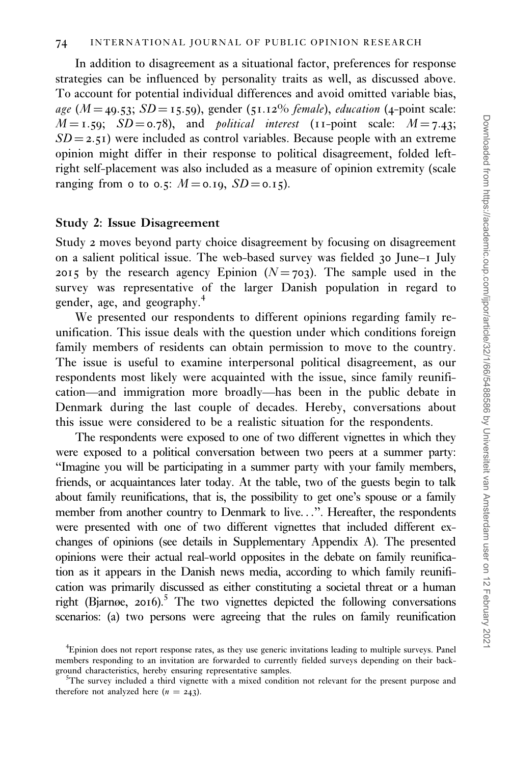In addition to disagreement as a situational factor, preferences for response strategies can be influenced by personality traits as well, as discussed above. To account for potential individual differences and avoid omitted variable bias, *age* ($M = 49.53$; $SD = 15.59$), gender (51.12% *female*), *education* (4-point scale: $M = 1.59$; $SD = 0.78$), and *political interest* (11-point scale: $M = 7.43$; $SD = 2.51$) were included as control variables. Because people with an extreme opinion might differ in their response to political disagreement, folded left-right self-placement was also included as a measure of opinion extremity (scale ranging from 0 to 0.5: $M = 0.19$, $SD = 0.15$).

### Study 2: Issue Disagreement

Study 2 moves beyond party choice disagreement by focusing on disagreement on a salient political issue. The web-based survey was fielded 30 June–1 July 2015 by the research agency Epinion ($N = 703$). The sample used in the survey was representative of the larger Danish population in regard to gender, age, and geography.[4]

We presented our respondents to different opinions regarding family reunification. This issue deals with the question under which conditions foreign family members of residents can obtain permission to move to the country. The issue is useful to examine interpersonal political disagreement, as our respondents most likely were acquainted with the issue, since family reunification—and immigration more broadly—has been in the public debate in Denmark during the last couple of decades. Hereby, conversations about this issue were considered to be a realistic situation for the respondents.

The respondents were exposed to one of two different vignettes in which they were exposed to a political conversation between two peers at a summer party: "Imagine you will be participating in a summer party with your family members, friends, or acquaintances later today. At the table, two of the guests begin to talk about family reunifications, that is, the possibility to get one's spouse or a family member from another country to Denmark to live…". Hereafter, the respondents were presented with one of two different vignettes that included different exchanges of opinions (see details in Supplementary Appendix A). The presented opinions were their actual real-world opposites in the debate on family reunification as it appears in the Danish news media, according to which family reunification was primarily discussed as either constituting a societal threat or a human right (Bjarnøe, 2016).[5] The two vignettes depicted the following conversations scenarios: (a) two persons were agreeing that the rules on family reunification

[4]Epinion does not report response rates, as they use generic invitations leading to multiple surveys. Panel members responding to an invitation are forwarded to currently fielded surveys depending on their background characteristics, hereby ensuring representative samples.

[5]The survey included a third vignette with a mixed condition not relevant for the present purpose and therefore not analyzed here ($n = 243$).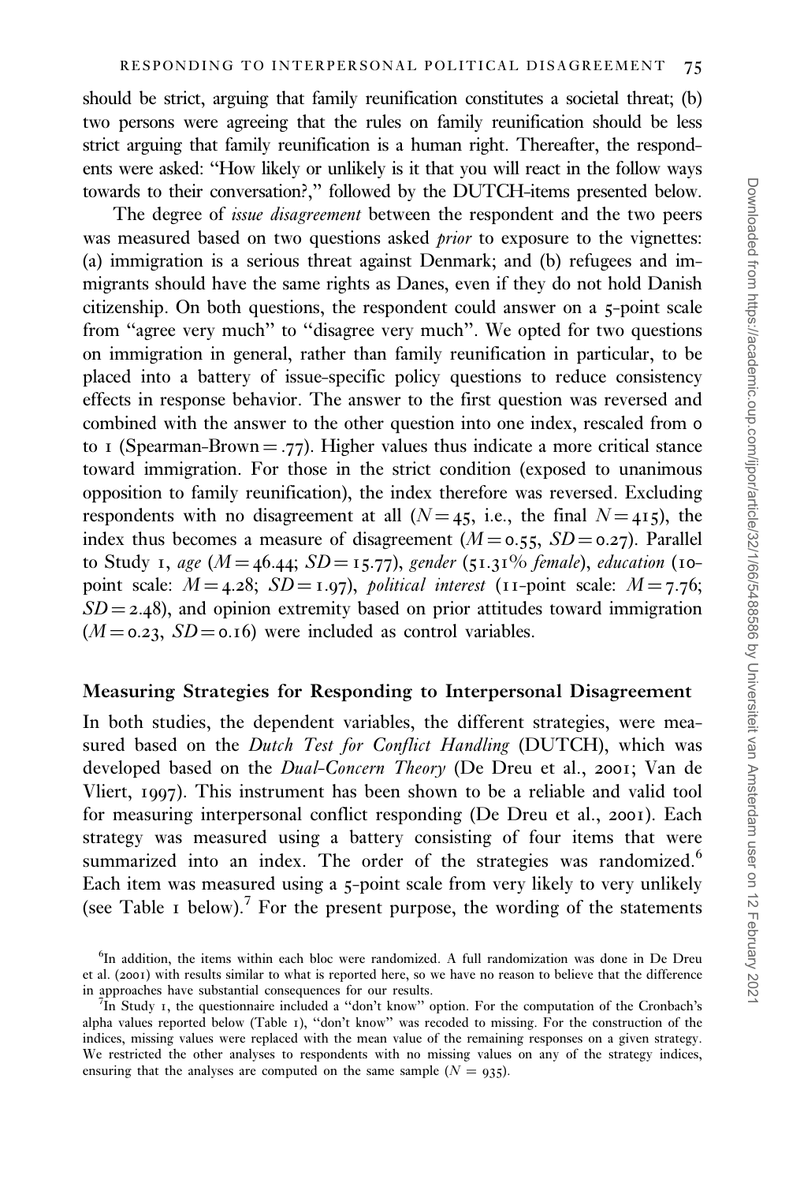should be strict, arguing that family reunification constitutes a societal threat; (b) two persons were agreeing that the rules on family reunification should be less strict arguing that family reunification is a human right. Thereafter, the respondents were asked: "How likely or unlikely is it that you will react in the follow ways towards to their conversation?," followed by the DUTCH-items presented below.

The degree of *issue disagreement* between the respondent and the two peers was measured based on two questions asked *prior* to exposure to the vignettes: (a) immigration is a serious threat against Denmark; and (b) refugees and immigrants should have the same rights as Danes, even if they do not hold Danish citizenship. On both questions, the respondent could answer on a 5-point scale from "agree very much" to "disagree very much". We opted for two questions on immigration in general, rather than family reunification in particular, to be placed into a battery of issue-specific policy questions to reduce consistency effects in response behavior. The answer to the first question was reversed and combined with the answer to the other question into one index, rescaled from 0 to 1 (Spearman-Brown = .77). Higher values thus indicate a more critical stance toward immigration. For those in the strict condition (exposed to unanimous opposition to family reunification), the index therefore was reversed. Excluding respondents with no disagreement at all ($N = 45$, i.e., the final $N = 415$), the index thus becomes a measure of disagreement ($M = 0.55$, $SD = 0.27$). Parallel to Study 1, *age* ($M = 46.44$; $SD = 15.77$), *gender* (51.31% *female*), *education* (10-point scale: $M = 4.28$; $SD = 1.97$), *political interest* (11-point scale: $M = 7.76$; $SD = 2.48$), and opinion extremity based on prior attitudes toward immigration ($M = 0.23$, $SD = 0.16$) were included as control variables.

### Measuring Strategies for Responding to Interpersonal Disagreement

In both studies, the dependent variables, the different strategies, were measured based on the *Dutch Test for Conflict Handling* (DUTCH), which was developed based on the *Dual-Concern Theory* (De Dreu et al., 2001; Van de Vliert, 1997). This instrument has been shown to be a reliable and valid tool for measuring interpersonal conflict responding (De Dreu et al., 2001). Each strategy was measured using a battery consisting of four items that were summarized into an index. The order of the strategies was randomized.[6] Each item was measured using a 5-point scale from very likely to very unlikely (see Table 1 below).[7] For the present purpose, the wording of the statements

[6]In addition, the items within each bloc were randomized. A full randomization was done in De Dreu et al. (2001) with results similar to what is reported here, so we have no reason to believe that the difference in approaches have substantial consequences for our results.

[7]In Study 1, the questionnaire included a "don't know" option. For the computation of the Cronbach's alpha values reported below (Table 1), "don't know" was recoded to missing. For the construction of the indices, missing values were replaced with the mean value of the remaining responses on a given strategy. We restricted the other analyses to respondents with no missing values on any of the strategy indices, ensuring that the analyses are computed on the same sample ($N = 935$).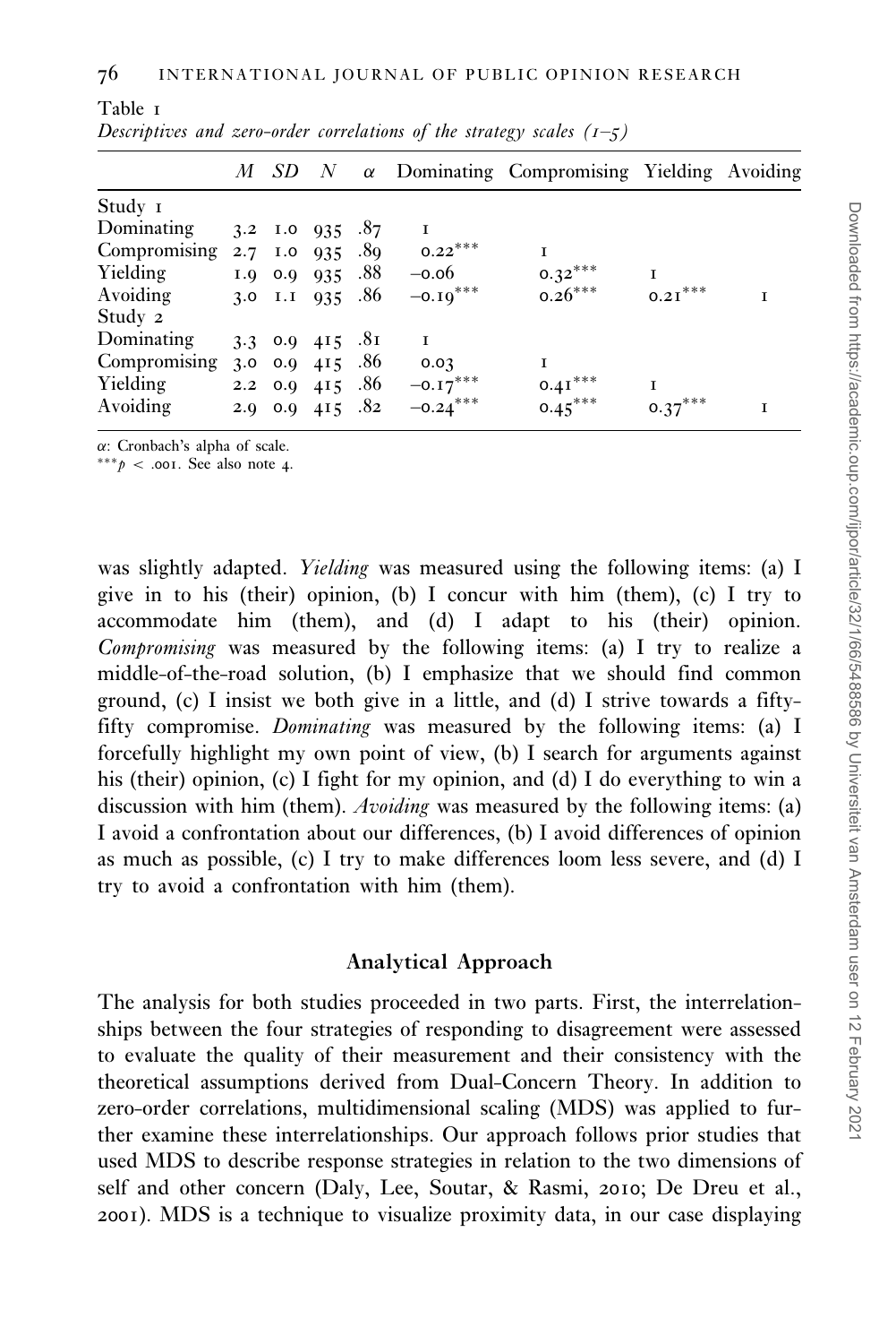Table 1

*Descriptives and zero-order correlations of the strategy scales (1–5)*

| | *M* | *SD* | *N* | $\alpha$ | Dominating | Compromising | Yielding | Avoiding |
|---|---|---|---|---|---|---|---|---|
| Study 1 | | | | | | | | |
| Dominating | 3.2 | 1.0 | 935 | .87 | 1 | | | |
| Compromising | 2.7 | 1.0 | 935 | .89 | 0.22*** | 1 | | |
| Yielding | 1.9 | 0.9 | 935 | .88 | −0.06 | 0.32*** | 1 | |
| Avoiding | 3.0 | 1.1 | 935 | .86 | −0.19*** | 0.26*** | 0.21*** | 1 |
| Study 2 | | | | | | | | |
| Dominating | 3.3 | 0.9 | 415 | .81 | 1 | | | |
| Compromising | 3.0 | 0.9 | 415 | .86 | 0.03 | 1 | | |
| Yielding | 2.2 | 0.9 | 415 | .86 | −0.17*** | 0.41*** | 1 | |
| Avoiding | 2.9 | 0.9 | 415 | .82 | −0.24*** | 0.45*** | 0.37*** | 1 |

$\alpha$: Cronbach's alpha of scale.
***$p < .001$. See also note 4.

was slightly adapted. *Yielding* was measured using the following items: (a) I give in to his (their) opinion, (b) I concur with him (them), (c) I try to accommodate him (them), and (d) I adapt to his (their) opinion. *Compromising* was measured by the following items: (a) I try to realize a middle-of-the-road solution, (b) I emphasize that we should find common ground, (c) I insist we both give in a little, and (d) I strive towards a fifty-fifty compromise. *Dominating* was measured by the following items: (a) I forcefully highlight my own point of view, (b) I search for arguments against his (their) opinion, (c) I fight for my opinion, and (d) I do everything to win a discussion with him (them). *Avoiding* was measured by the following items: (a) I avoid a confrontation about our differences, (b) I avoid differences of opinion as much as possible, (c) I try to make differences loom less severe, and (d) I try to avoid a confrontation with him (them).

## Analytical Approach

The analysis for both studies proceeded in two parts. First, the interrelationships between the four strategies of responding to disagreement were assessed to evaluate the quality of their measurement and their consistency with the theoretical assumptions derived from Dual-Concern Theory. In addition to zero-order correlations, multidimensional scaling (MDS) was applied to further examine these interrelationships. Our approach follows prior studies that used MDS to describe response strategies in relation to the two dimensions of self and other concern (Daly, Lee, Soutar, & Rasmi, 2010; De Dreu et al., 2001). MDS is a technique to visualize proximity data, in our case displaying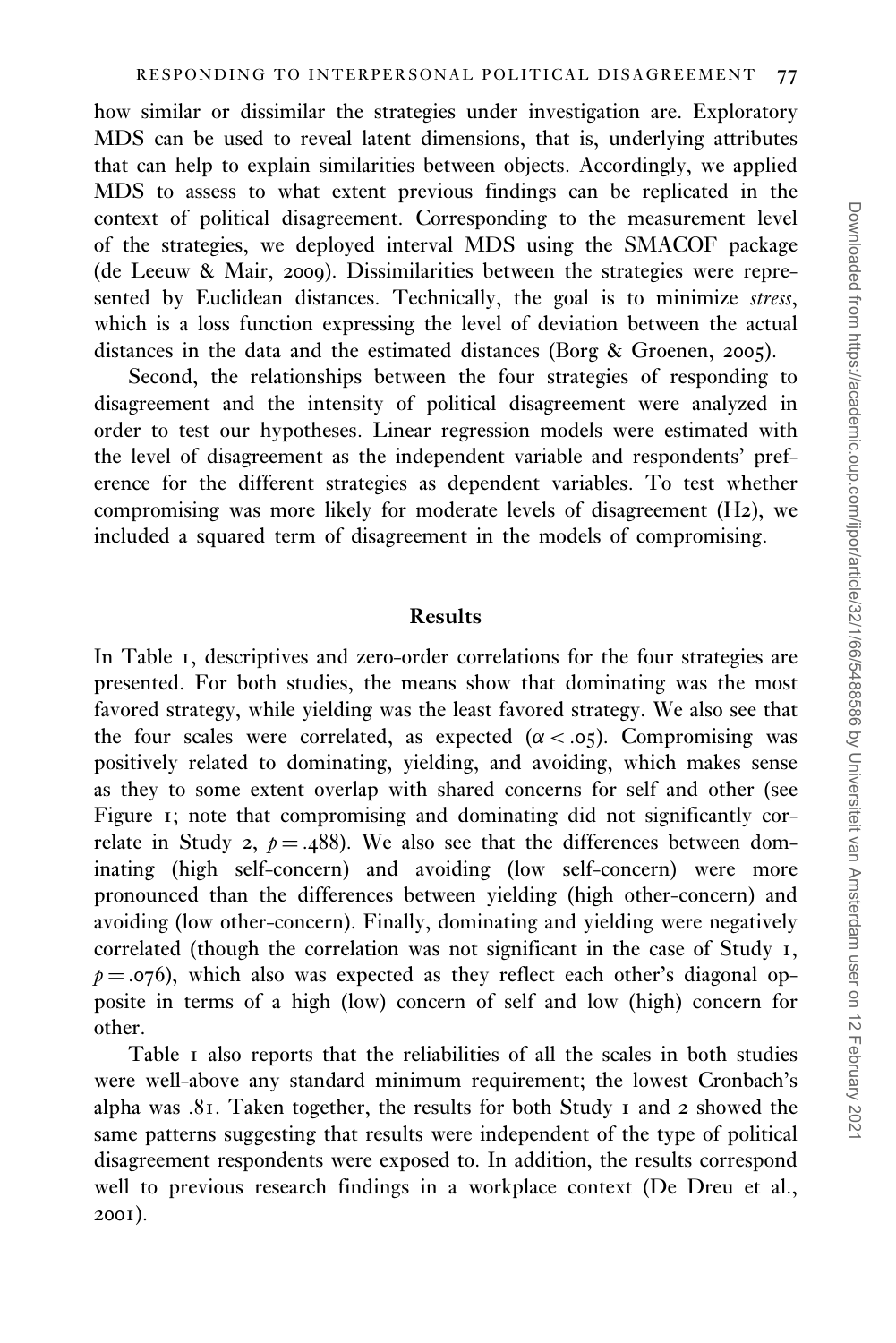how similar or dissimilar the strategies under investigation are. Exploratory MDS can be used to reveal latent dimensions, that is, underlying attributes that can help to explain similarities between objects. Accordingly, we applied MDS to assess to what extent previous findings can be replicated in the context of political disagreement. Corresponding to the measurement level of the strategies, we deployed interval MDS using the SMACOF package (de Leeuw & Mair, 2009). Dissimilarities between the strategies were represented by Euclidean distances. Technically, the goal is to minimize *stress*, which is a loss function expressing the level of deviation between the actual distances in the data and the estimated distances (Borg & Groenen, 2005).

Second, the relationships between the four strategies of responding to disagreement and the intensity of political disagreement were analyzed in order to test our hypotheses. Linear regression models were estimated with the level of disagreement as the independent variable and respondents' preference for the different strategies as dependent variables. To test whether compromising was more likely for moderate levels of disagreement (H2), we included a squared term of disagreement in the models of compromising.

## Results

In Table 1, descriptives and zero-order correlations for the four strategies are presented. For both studies, the means show that dominating was the most favored strategy, while yielding was the least favored strategy. We also see that the four scales were correlated, as expected ($\alpha < .05$). Compromising was positively related to dominating, yielding, and avoiding, which makes sense as they to some extent overlap with shared concerns for self and other (see Figure 1; note that compromising and dominating did not significantly correlate in Study 2, $p = .488$). We also see that the differences between dominating (high self-concern) and avoiding (low self-concern) were more pronounced than the differences between yielding (high other-concern) and avoiding (low other-concern). Finally, dominating and yielding were negatively correlated (though the correlation was not significant in the case of Study 1, $p = .076$), which also was expected as they reflect each other's diagonal opposite in terms of a high (low) concern of self and low (high) concern for other.

Table 1 also reports that the reliabilities of all the scales in both studies were well-above any standard minimum requirement; the lowest Cronbach's alpha was .81. Taken together, the results for both Study 1 and 2 showed the same patterns suggesting that results were independent of the type of political disagreement respondents were exposed to. In addition, the results correspond well to previous research findings in a workplace context (De Dreu et al., 2001).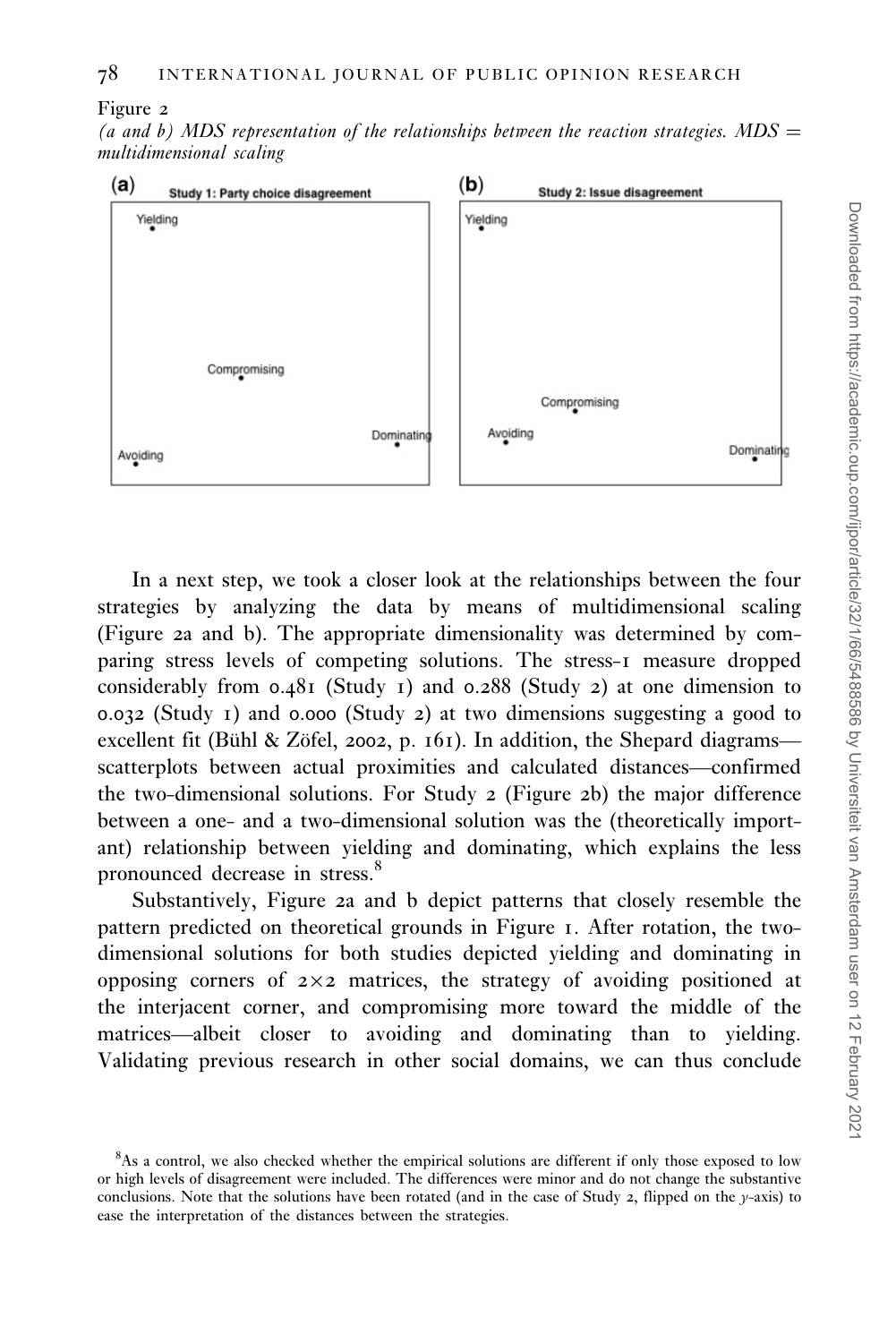Figure 2

*(a and b) MDS representation of the relationships between the reaction strategies. MDS = multidimensional scaling*

In a next step, we took a closer look at the relationships between the four strategies by analyzing the data by means of multidimensional scaling (Figure 2a and b). The appropriate dimensionality was determined by comparing stress levels of competing solutions. The stress-1 measure dropped considerably from 0.481 (Study 1) and 0.288 (Study 2) at one dimension to 0.032 (Study 1) and 0.000 (Study 2) at two dimensions suggesting a good to excellent fit (Bühl & Zöfel, 2002, p. 161). In addition, the Shepard diagrams—scatterplots between actual proximities and calculated distances—confirmed the two-dimensional solutions. For Study 2 (Figure 2b) the major difference between a one- and a two-dimensional solution was the (theoretically important) relationship between yielding and dominating, which explains the less pronounced decrease in stress.[8]

Substantively, Figure 2a and b depict patterns that closely resemble the pattern predicted on theoretical grounds in Figure 1. After rotation, the two-dimensional solutions for both studies depicted yielding and dominating in opposing corners of 2×2 matrices, the strategy of avoiding positioned at the interjacent corner, and compromising more toward the middle of the matrices—albeit closer to avoiding and dominating than to yielding. Validating previous research in other social domains, we can thus conclude

[8]As a control, we also checked whether the empirical solutions are different if only those exposed to low or high levels of disagreement were included. The differences were minor and do not change the substantive conclusions. Note that the solutions have been rotated (and in the case of Study 2, flipped on the $y$-axis) to ease the interpretation of the distances between the strategies.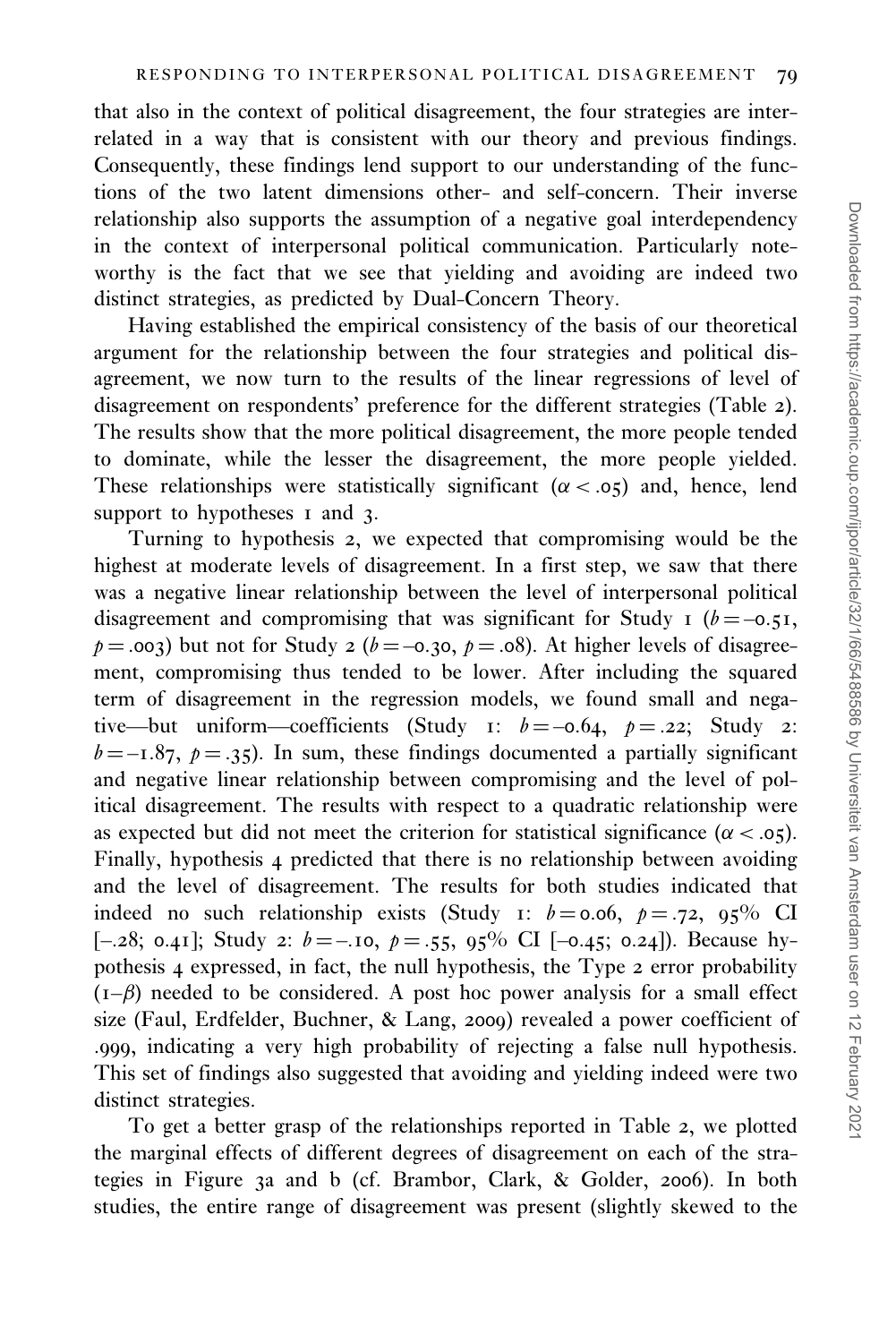that also in the context of political disagreement, the four strategies are interrelated in a way that is consistent with our theory and previous findings. Consequently, these findings lend support to our understanding of the functions of the two latent dimensions other- and self-concern. Their inverse relationship also supports the assumption of a negative goal interdependency in the context of interpersonal political communication. Particularly noteworthy is the fact that we see that yielding and avoiding are indeed two distinct strategies, as predicted by Dual-Concern Theory.

Having established the empirical consistency of the basis of our theoretical argument for the relationship between the four strategies and political disagreement, we now turn to the results of the linear regressions of level of disagreement on respondents' preference for the different strategies (Table 2). The results show that the more political disagreement, the more people tended to dominate, while the lesser the disagreement, the more people yielded. These relationships were statistically significant ($\alpha < .05$) and, hence, lend support to hypotheses 1 and 3.

Turning to hypothesis 2, we expected that compromising would be the highest at moderate levels of disagreement. In a first step, we saw that there was a negative linear relationship between the level of interpersonal political disagreement and compromising that was significant for Study 1 ($b = -0.51$, $p = .003$) but not for Study 2 ($b = -0.30$, $p = .08$). At higher levels of disagreement, compromising thus tended to be lower. After including the squared term of disagreement in the regression models, we found small and negative—but uniform—coefficients (Study 1: $b = -0.64$, $p = .22$; Study 2: $b = -1.87$, $p = .35$). In sum, these findings documented a partially significant and negative linear relationship between compromising and the level of political disagreement. The results with respect to a quadratic relationship were as expected but did not meet the criterion for statistical significance ($\alpha < .05$). Finally, hypothesis 4 predicted that there is no relationship between avoiding and the level of disagreement. The results for both studies indicated that indeed no such relationship exists (Study 1: $b = 0.06$, $p = .72$, 95% CI [–.28; 0.41]; Study 2: $b = -.10$, $p = .55$, 95% CI [–0.45; 0.24]). Because hypothesis 4 expressed, in fact, the null hypothesis, the Type 2 error probability ($1-\beta$) needed to be considered. A post hoc power analysis for a small effect size (Faul, Erdfelder, Buchner, & Lang, 2009) revealed a power coefficient of .999, indicating a very high probability of rejecting a false null hypothesis. This set of findings also suggested that avoiding and yielding indeed were two distinct strategies.

To get a better grasp of the relationships reported in Table 2, we plotted the marginal effects of different degrees of disagreement on each of the strategies in Figure 3a and b (cf. Brambor, Clark, & Golder, 2006). In both studies, the entire range of disagreement was present (slightly skewed to the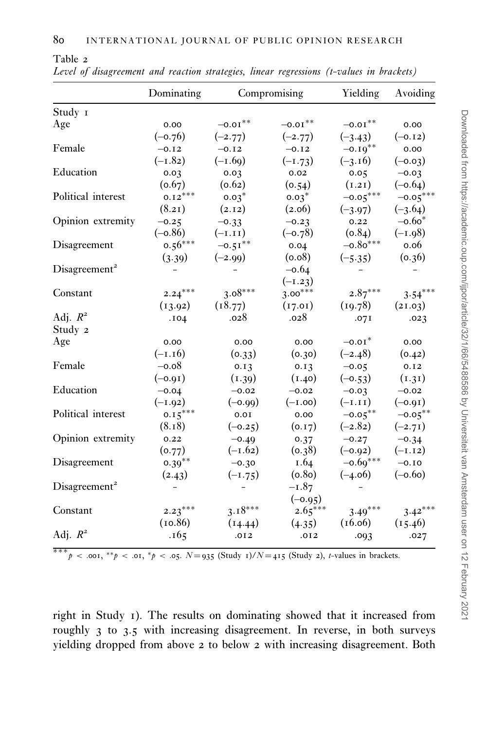Table 2

*Level of disagreement and reaction strategies, linear regressions (t-values in brackets)*

| | Dominating | Compromising | | Yielding | Avoiding |
|---|---|---|---|---|---|
| Study 1 | | | | | |
| Age | 0.00 | −0.01** | −0.01** | −0.01** | 0.00 |
| | (−0.76) | (−2.77) | (−2.77) | (−3.43) | (−0.12) |
| Female | −0.12 | −0.12 | −0.12 | −0.19** | 0.00 |
| | (−1.82) | (−1.69) | (−1.73) | (−3.16) | (−0.03) |
| Education | 0.03 | 0.03 | 0.02 | 0.05 | −0.03 |
| | (0.67) | (0.62) | (0.54) | (1.21) | (−0.64) |
| Political interest | 0.12*** | 0.03* | 0.03* | −0.05*** | −0.05*** |
| | (8.21) | (2.12) | (2.06) | (−3.97) | (−3.64) |
| Opinion extremity | −0.25 | −0.33 | −0.23 | 0.22 | −0.60* |
| | (−0.86) | (−1.11) | (−0.78) | (0.84) | (−1.98) |
| Disagreement | 0.56*** | −0.51** | 0.04 | −0.80*** | 0.06 |
| | (3.39) | (−2.99) | (0.08) | (−5.35) | (0.36) |
| Disagreement$^2$ | – | – | −0.64 | – | – |
| | | | (−1.23) | | |
| Constant | 2.24*** | 3.08*** | 3.00*** | 2.87*** | 3.54*** |
| | (13.92) | (18.77) | (17.01) | (19.78) | (21.03) |
| Adj. $R^2$ | .104 | .028 | .028 | .071 | .023 |
| Study 2 | | | | | |
| Age | 0.00 | 0.00 | 0.00 | −0.01* | 0.00 |
| | (−1.16) | (0.33) | (0.30) | (−2.48) | (0.42) |
| Female | −0.08 | 0.13 | 0.13 | −0.05 | 0.12 |
| | (−0.91) | (1.39) | (1.40) | (−0.53) | (1.31) |
| Education | −0.04 | −0.02 | −0.02 | −0.03 | −0.02 |
| | (−1.92) | (−0.99) | (−1.00) | (−1.11) | (−0.91) |
| Political interest | 0.15*** | 0.01 | 0.00 | −0.05** | −0.05** |
| | (8.18) | (−0.25) | (0.17) | (−2.82) | (−2.71) |
| Opinion extremity | 0.22 | −0.49 | 0.37 | −0.27 | −0.34 |
| | (0.77) | (−1.62) | (0.38) | (−0.92) | (−1.12) |
| Disagreement | 0.39** | −0.30 | 1.64 | −0.69*** | −0.10 |
| | (2.43) | (−1.75) | (0.80) | (−4.06) | (−0.60) |
| Disagreement$^2$ | – | – | −1.87 | – | |
| | | | (−0.95) | | |
| Constant | 2.23*** | 3.18*** | 2.65*** | 3.49*** | 3.42*** |
| | (10.86) | (14.44) | (4.35) | (16.06) | (15.46) |
| Adj. $R^2$ | .165 | .012 | .012 | .093 | .027 |

***$p < .001$, **$p < .01$, *$p < .05$. $N = 935$ (Study 1)/$N = 415$ (Study 2), *t*-values in brackets.

right in Study 1). The results on dominating showed that it increased from roughly 3 to 3.5 with increasing disagreement. In reverse, in both surveys yielding dropped from above 2 to below 2 with increasing disagreement. Both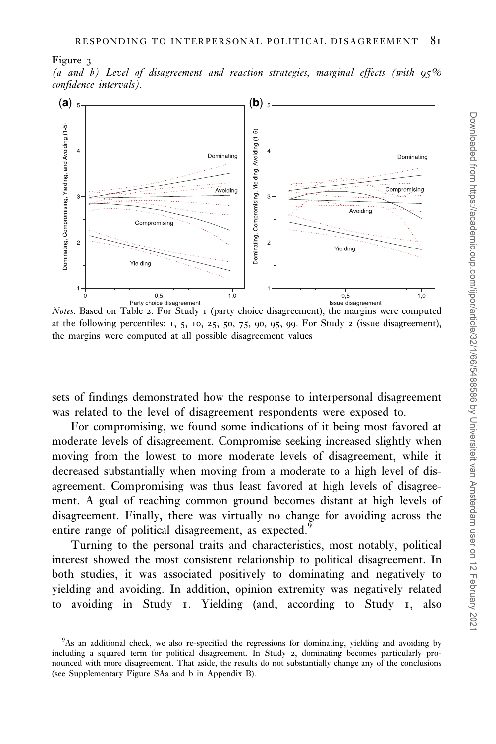Figure 3

*(a and b) Level of disagreement and reaction strategies, marginal effects (with 95% confidence intervals).*

*Notes.* Based on Table 2. For Study 1 (party choice disagreement), the margins were computed at the following percentiles: 1, 5, 10, 25, 50, 75, 90, 95, 99. For Study 2 (issue disagreement), the margins were computed at all possible disagreement values

sets of findings demonstrated how the response to interpersonal disagreement was related to the level of disagreement respondents were exposed to.

For compromising, we found some indications of it being most favored at moderate levels of disagreement. Compromise seeking increased slightly when moving from the lowest to more moderate levels of disagreement, while it decreased substantially when moving from a moderate to a high level of disagreement. Compromising was thus least favored at high levels of disagreement. A goal of reaching common ground becomes distant at high levels of disagreement. Finally, there was virtually no change for avoiding across the entire range of political disagreement, as expected.[9]

Turning to the personal traits and characteristics, most notably, political interest showed the most consistent relationship to political disagreement. In both studies, it was associated positively to dominating and negatively to yielding and avoiding. In addition, opinion extremity was negatively related to avoiding in Study 1. Yielding (and, according to Study 1, also

[9]As an additional check, we also re-specified the regressions for dominating, yielding and avoiding by including a squared term for political disagreement. In Study 2, dominating becomes particularly pronounced with more disagreement. That aside, the results do not substantially change any of the conclusions (see Supplementary Figure SAa and b in Appendix B).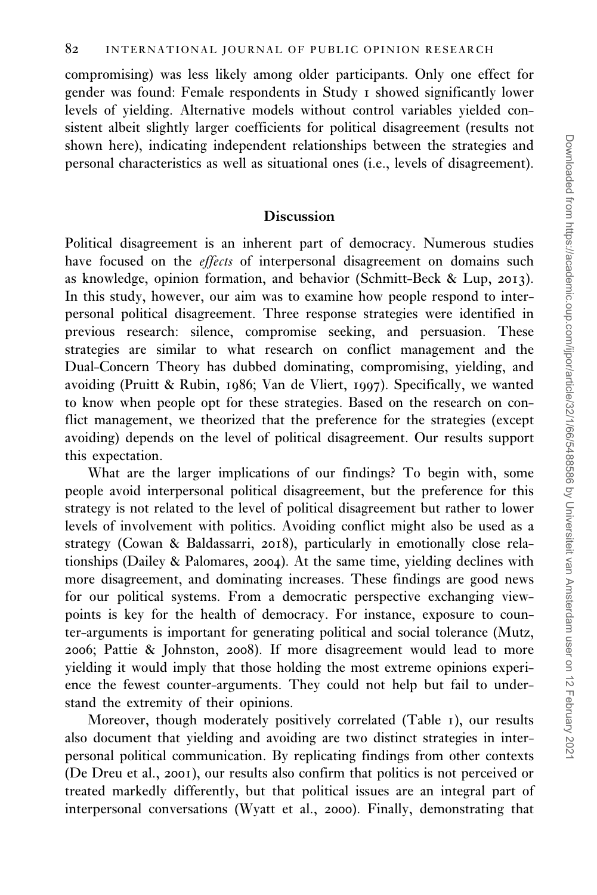compromising) was less likely among older participants. Only one effect for gender was found: Female respondents in Study 1 showed significantly lower levels of yielding. Alternative models without control variables yielded consistent albeit slightly larger coefficients for political disagreement (results not shown here), indicating independent relationships between the strategies and personal characteristics as well as situational ones (i.e., levels of disagreement).

## Discussion

Political disagreement is an inherent part of democracy. Numerous studies have focused on the *effects* of interpersonal disagreement on domains such as knowledge, opinion formation, and behavior (Schmitt-Beck & Lup, 2013). In this study, however, our aim was to examine how people respond to interpersonal political disagreement. Three response strategies were identified in previous research: silence, compromise seeking, and persuasion. These strategies are similar to what research on conflict management and the Dual-Concern Theory has dubbed dominating, compromising, yielding, and avoiding (Pruitt & Rubin, 1986; Van de Vliert, 1997). Specifically, we wanted to know when people opt for these strategies. Based on the research on conflict management, we theorized that the preference for the strategies (except avoiding) depends on the level of political disagreement. Our results support this expectation.

What are the larger implications of our findings? To begin with, some people avoid interpersonal political disagreement, but the preference for this strategy is not related to the level of political disagreement but rather to lower levels of involvement with politics. Avoiding conflict might also be used as a strategy (Cowan & Baldassarri, 2018), particularly in emotionally close relationships (Dailey & Palomares, 2004). At the same time, yielding declines with more disagreement, and dominating increases. These findings are good news for our political systems. From a democratic perspective exchanging viewpoints is key for the health of democracy. For instance, exposure to counter-arguments is important for generating political and social tolerance (Mutz, 2006; Pattie & Johnston, 2008). If more disagreement would lead to more yielding it would imply that those holding the most extreme opinions experience the fewest counter-arguments. They could not help but fail to understand the extremity of their opinions.

Moreover, though moderately positively correlated (Table 1), our results also document that yielding and avoiding are two distinct strategies in interpersonal political communication. By replicating findings from other contexts (De Dreu et al., 2001), our results also confirm that politics is not perceived or treated markedly differently, but that political issues are an integral part of interpersonal conversations (Wyatt et al., 2000). Finally, demonstrating that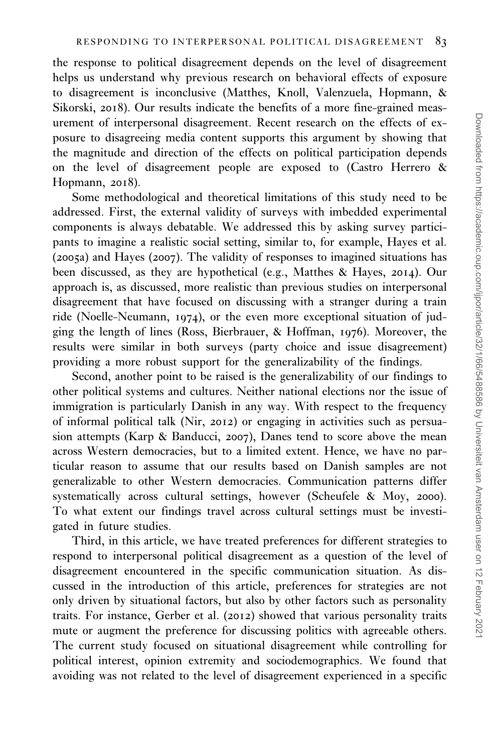the response to political disagreement depends on the level of disagreement helps us understand why previous research on behavioral effects of exposure to disagreement is inconclusive (Matthes, Knoll, Valenzuela, Hopmann, & Sikorski, 2018). Our results indicate the benefits of a more fine-grained measurement of interpersonal disagreement. Recent research on the effects of exposure to disagreeing media content supports this argument by showing that the magnitude and direction of the effects on political participation depends on the level of disagreement people are exposed to (Castro Herrero & Hopmann, 2018).

Some methodological and theoretical limitations of this study need to be addressed. First, the external validity of surveys with imbedded experimental components is always debatable. We addressed this by asking survey participants to imagine a realistic social setting, similar to, for example, Hayes et al. (2005a) and Hayes (2007). The validity of responses to imagined situations has been discussed, as they are hypothetical (e.g., Matthes & Hayes, 2014). Our approach is, as discussed, more realistic than previous studies on interpersonal disagreement that have focused on discussing with a stranger during a train ride (Noelle-Neumann, 1974), or the even more exceptional situation of judging the length of lines (Ross, Bierbrauer, & Hoffman, 1976). Moreover, the results were similar in both surveys (party choice and issue disagreement) providing a more robust support for the generalizability of the findings.

Second, another point to be raised is the generalizability of our findings to other political systems and cultures. Neither national elections nor the issue of immigration is particularly Danish in any way. With respect to the frequency of informal political talk (Nir, 2012) or engaging in activities such as persuasion attempts (Karp & Banducci, 2007), Danes tend to score above the mean across Western democracies, but to a limited extent. Hence, we have no particular reason to assume that our results based on Danish samples are not generalizable to other Western democracies. Communication patterns differ systematically across cultural settings, however (Scheufele & Moy, 2000). To what extent our findings travel across cultural settings must be investigated in future studies.

Third, in this article, we have treated preferences for different strategies to respond to interpersonal political disagreement as a question of the level of disagreement encountered in the specific communication situation. As discussed in the introduction of this article, preferences for strategies are not only driven by situational factors, but also by other factors such as personality traits. For instance, Gerber et al. (2012) showed that various personality traits mute or augment the preference for discussing politics with agreeable others. The current study focused on situational disagreement while controlling for political interest, opinion extremity and sociodemographics. We found that avoiding was not related to the level of disagreement experienced in a specific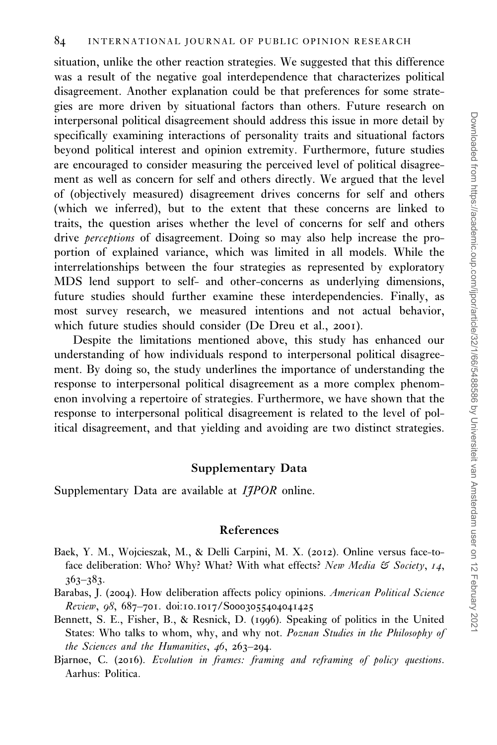situation, unlike the other reaction strategies. We suggested that this difference was a result of the negative goal interdependence that characterizes political disagreement. Another explanation could be that preferences for some strategies are more driven by situational factors than others. Future research on interpersonal political disagreement should address this issue in more detail by specifically examining interactions of personality traits and situational factors beyond political interest and opinion extremity. Furthermore, future studies are encouraged to consider measuring the perceived level of political disagreement as well as concern for self and others directly. We argued that the level of (objectively measured) disagreement drives concerns for self and others (which we inferred), but to the extent that these concerns are linked to traits, the question arises whether the level of concerns for self and others drive *perceptions* of disagreement. Doing so may also help increase the proportion of explained variance, which was limited in all models. While the interrelationships between the four strategies as represented by exploratory MDS lend support to self- and other-concerns as underlying dimensions, future studies should further examine these interdependencies. Finally, as most survey research, we measured intentions and not actual behavior, which future studies should consider (De Dreu et al., 2001).

Despite the limitations mentioned above, this study has enhanced our understanding of how individuals respond to interpersonal political disagreement. By doing so, the study underlines the importance of understanding the response to interpersonal political disagreement as a more complex phenomenon involving a repertoire of strategies. Furthermore, we have shown that the response to interpersonal political disagreement is related to the level of political disagreement, and that yielding and avoiding are two distinct strategies.

## Supplementary Data

Supplementary Data are available at *IJPOR* online.

## References

Baek, Y. M., Wojcieszak, M., & Delli Carpini, M. X. (2012). Online versus face-to-face deliberation: Who? Why? What? With what effects? *New Media & Society*, *14*, 363–383.

Barabas, J. (2004). How deliberation affects policy opinions. *American Political Science Review*, *98*, 687–701. doi:10.1017/S0003055404041425

Bennett, S. E., Fisher, B., & Resnick, D. (1996). Speaking of politics in the United States: Who talks to whom, why, and why not. *Poznan Studies in the Philosophy of the Sciences and the Humanities*, *46*, 263–294.

Bjarnøe, C. (2016). *Evolution in frames: framing and reframing of policy questions*. Aarhus: Politica.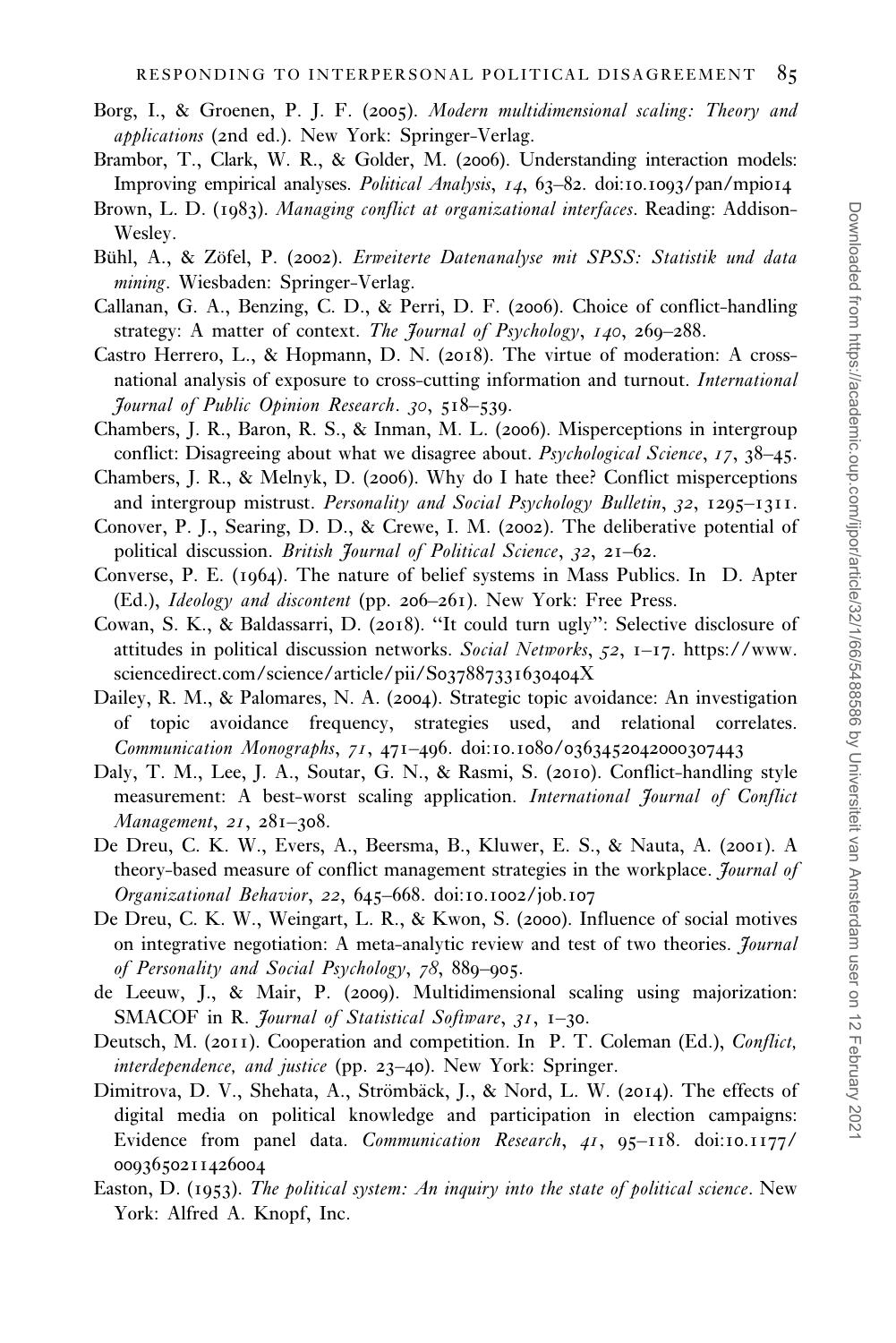Borg, I., & Groenen, P. J. F. (2005). *Modern multidimensional scaling: Theory and applications* (2nd ed.). New York: Springer-Verlag.

Brambor, T., Clark, W. R., & Golder, M. (2006). Understanding interaction models: Improving empirical analyses. *Political Analysis*, *14*, 63–82. doi:10.1093/pan/mpi014

Brown, L. D. (1983). *Managing conflict at organizational interfaces*. Reading: Addison-Wesley.

Bühl, A., & Zöfel, P. (2002). *Erweiterte Datenanalyse mit SPSS: Statistik und data mining*. Wiesbaden: Springer-Verlag.

Callanan, G. A., Benzing, C. D., & Perri, D. F. (2006). Choice of conflict-handling strategy: A matter of context. *The Journal of Psychology*, *140*, 269–288.

Castro Herrero, L., & Hopmann, D. N. (2018). The virtue of moderation: A cross-national analysis of exposure to cross-cutting information and turnout. *International Journal of Public Opinion Research*. *30*, 518–539.

Chambers, J. R., Baron, R. S., & Inman, M. L. (2006). Misperceptions in intergroup conflict: Disagreeing about what we disagree about. *Psychological Science*, *17*, 38–45.

Chambers, J. R., & Melnyk, D. (2006). Why do I hate thee? Conflict misperceptions and intergroup mistrust. *Personality and Social Psychology Bulletin*, *32*, 1295–1311.

Conover, P. J., Searing, D. D., & Crewe, I. M. (2002). The deliberative potential of political discussion. *British Journal of Political Science*, *32*, 21–62.

Converse, P. E. (1964). The nature of belief systems in Mass Publics. In D. Apter (Ed.), *Ideology and discontent* (pp. 206–261). New York: Free Press.

Cowan, S. K., & Baldassarri, D. (2018). "It could turn ugly": Selective disclosure of attitudes in political discussion networks. *Social Networks*, *52*, 1–17. https://www.sciencedirect.com/science/article/pii/S037887331630404X

Dailey, R. M., & Palomares, N. A. (2004). Strategic topic avoidance: An investigation of topic avoidance frequency, strategies used, and relational correlates. *Communication Monographs*, *71*, 471–496. doi:10.1080/0363452042000307443

Daly, T. M., Lee, J. A., Soutar, G. N., & Rasmi, S. (2010). Conflict-handling style measurement: A best-worst scaling application. *International Journal of Conflict Management*, *21*, 281–308.

De Dreu, C. K. W., Evers, A., Beersma, B., Kluwer, E. S., & Nauta, A. (2001). A theory-based measure of conflict management strategies in the workplace. *Journal of Organizational Behavior*, *22*, 645–668. doi:10.1002/job.107

De Dreu, C. K. W., Weingart, L. R., & Kwon, S. (2000). Influence of social motives on integrative negotiation: A meta-analytic review and test of two theories. *Journal of Personality and Social Psychology*, *78*, 889–905.

de Leeuw, J., & Mair, P. (2009). Multidimensional scaling using majorization: SMACOF in R. *Journal of Statistical Software*, *31*, 1–30.

Deutsch, M. (2011). Cooperation and competition. In P. T. Coleman (Ed.), *Conflict, interdependence, and justice* (pp. 23–40). New York: Springer.

Dimitrova, D. V., Shehata, A., Strömbäck, J., & Nord, L. W. (2014). The effects of digital media on political knowledge and participation in election campaigns: Evidence from panel data. *Communication Research*, *41*, 95–118. doi:10.1177/0093650211426004

Easton, D. (1953). *The political system: An inquiry into the state of political science*. New York: Alfred A. Knopf, Inc.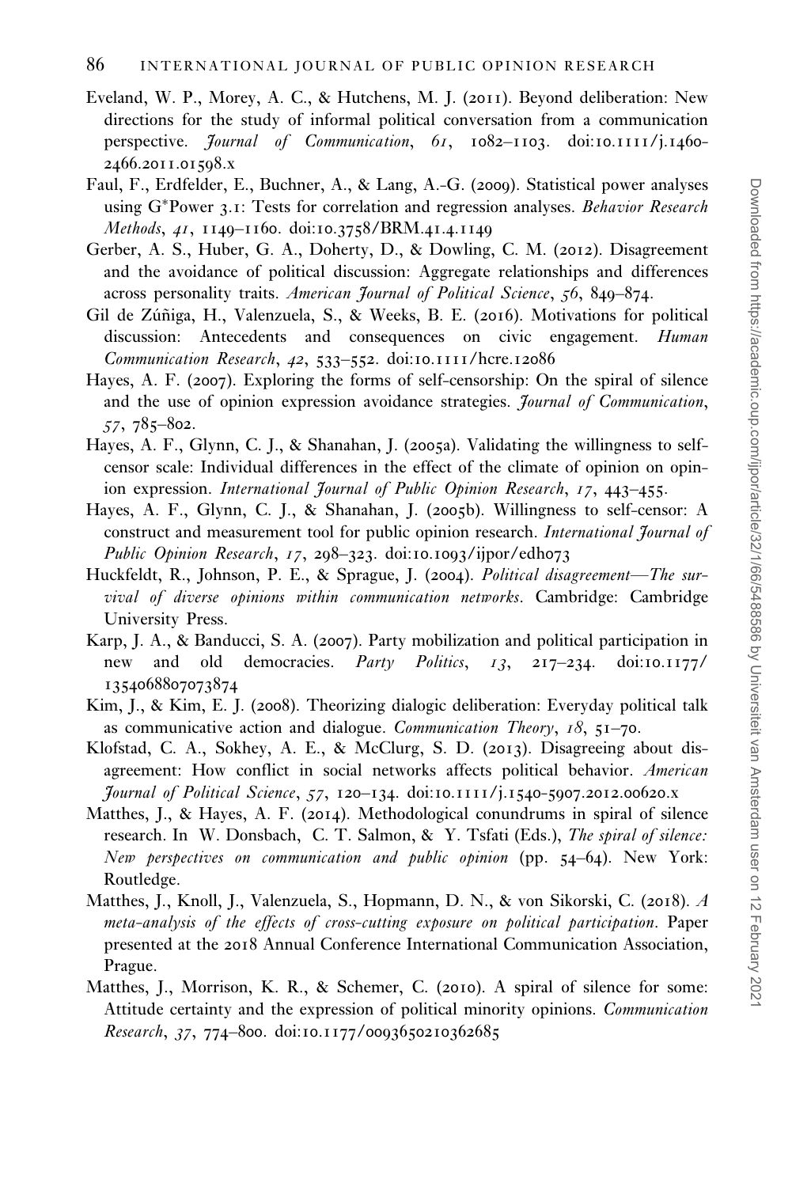Eveland, W. P., Morey, A. C., & Hutchens, M. J. (2011). Beyond deliberation: New directions for the study of informal political conversation from a communication perspective. *Journal of Communication*, *61*, 1082–1103. doi:10.1111/j.1460-2466.2011.01598.x

Faul, F., Erdfelder, E., Buchner, A., & Lang, A.-G. (2009). Statistical power analyses using G*Power 3.1: Tests for correlation and regression analyses. *Behavior Research Methods*, *41*, 1149–1160. doi:10.3758/BRM.41.4.1149

Gerber, A. S., Huber, G. A., Doherty, D., & Dowling, C. M. (2012). Disagreement and the avoidance of political discussion: Aggregate relationships and differences across personality traits. *American Journal of Political Science*, *56*, 849–874.

Gil de Zúñiga, H., Valenzuela, S., & Weeks, B. E. (2016). Motivations for political discussion: Antecedents and consequences on civic engagement. *Human Communication Research*, *42*, 533–552. doi:10.1111/hcre.12086

Hayes, A. F. (2007). Exploring the forms of self-censorship: On the spiral of silence and the use of opinion expression avoidance strategies. *Journal of Communication*, *57*, 785–802.

Hayes, A. F., Glynn, C. J., & Shanahan, J. (2005a). Validating the willingness to self-censor scale: Individual differences in the effect of the climate of opinion on opinion expression. *International Journal of Public Opinion Research*, *17*, 443–455.

Hayes, A. F., Glynn, C. J., & Shanahan, J. (2005b). Willingness to self-censor: A construct and measurement tool for public opinion research. *International Journal of Public Opinion Research*, *17*, 298–323. doi:10.1093/ijpor/edh073

Huckfeldt, R., Johnson, P. E., & Sprague, J. (2004). *Political disagreement—The survival of diverse opinions within communication networks*. Cambridge: Cambridge University Press.

Karp, J. A., & Banducci, S. A. (2007). Party mobilization and political participation in new and old democracies. *Party Politics*, *13*, 217–234. doi:10.1177/1354068807073874

Kim, J., & Kim, E. J. (2008). Theorizing dialogic deliberation: Everyday political talk as communicative action and dialogue. *Communication Theory*, *18*, 51–70.

Klofstad, C. A., Sokhey, A. E., & McClurg, S. D. (2013). Disagreeing about disagreement: How conflict in social networks affects political behavior. *American Journal of Political Science*, *57*, 120–134. doi:10.1111/j.1540-5907.2012.00620.x

Matthes, J., & Hayes, A. F. (2014). Methodological conundrums in spiral of silence research. In W. Donsbach, C. T. Salmon, & Y. Tsfati (Eds.), *The spiral of silence: New perspectives on communication and public opinion* (pp. 54–64). New York: Routledge.

Matthes, J., Knoll, J., Valenzuela, S., Hopmann, D. N., & von Sikorski, C. (2018). *A meta-analysis of the effects of cross-cutting exposure on political participation*. Paper presented at the 2018 Annual Conference International Communication Association, Prague.

Matthes, J., Morrison, K. R., & Schemer, C. (2010). A spiral of silence for some: Attitude certainty and the expression of political minority opinions. *Communication Research*, *37*, 774–800. doi:10.1177/0093650210362685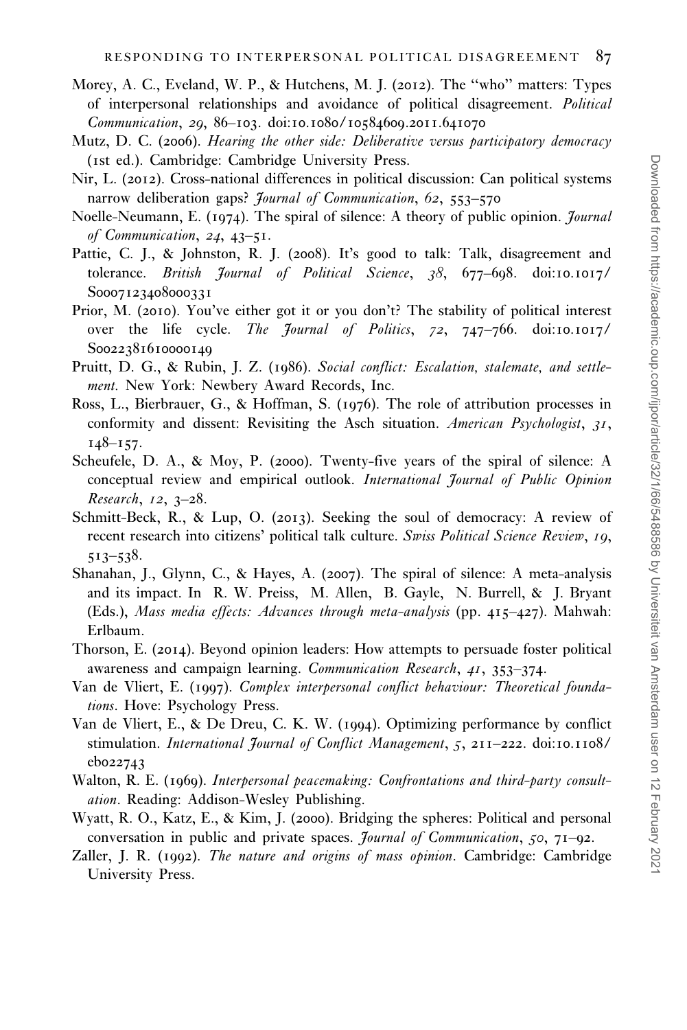Morey, A. C., Eveland, W. P., & Hutchens, M. J. (2012). The "who" matters: Types of interpersonal relationships and avoidance of political disagreement. *Political Communication*, *29*, 86–103. doi:10.1080/10584609.2011.641070

Mutz, D. C. (2006). *Hearing the other side: Deliberative versus participatory democracy* (1st ed.). Cambridge: Cambridge University Press.

Nir, L. (2012). Cross-national differences in political discussion: Can political systems narrow deliberation gaps? *Journal of Communication*, *62*, 553–570

Noelle-Neumann, E. (1974). The spiral of silence: A theory of public opinion. *Journal of Communication*, *24*, 43–51.

Pattie, C. J., & Johnston, R. J. (2008). It's good to talk: Talk, disagreement and tolerance. *British Journal of Political Science*, *38*, 677–698. doi:10.1017/S0007123408000331

Prior, M. (2010). You've either got it or you don't? The stability of political interest over the life cycle. *The Journal of Politics*, *72*, 747–766. doi:10.1017/S0022381610000149

Pruitt, D. G., & Rubin, J. Z. (1986). *Social conflict: Escalation, stalemate, and settlement*. New York: Newbery Award Records, Inc.

Ross, L., Bierbrauer, G., & Hoffman, S. (1976). The role of attribution processes in conformity and dissent: Revisiting the Asch situation. *American Psychologist*, *31*, 148–157.

Scheufele, D. A., & Moy, P. (2000). Twenty-five years of the spiral of silence: A conceptual review and empirical outlook. *International Journal of Public Opinion Research*, *12*, 3–28.

Schmitt-Beck, R., & Lup, O. (2013). Seeking the soul of democracy: A review of recent research into citizens' political talk culture. *Swiss Political Science Review*, *19*, 513–538.

Shanahan, J., Glynn, C., & Hayes, A. (2007). The spiral of silence: A meta-analysis and its impact. In R. W. Preiss, M. Allen, B. Gayle, N. Burrell, & J. Bryant (Eds.), *Mass media effects: Advances through meta-analysis* (pp. 415–427). Mahwah: Erlbaum.

Thorson, E. (2014). Beyond opinion leaders: How attempts to persuade foster political awareness and campaign learning. *Communication Research*, *41*, 353–374.

Van de Vliert, E. (1997). *Complex interpersonal conflict behaviour: Theoretical foundations*. Hove: Psychology Press.

Van de Vliert, E., & De Dreu, C. K. W. (1994). Optimizing performance by conflict stimulation. *International Journal of Conflict Management*, *5*, 211–222. doi:10.1108/eb022743

Walton, R. E. (1969). *Interpersonal peacemaking: Confrontations and third-party consultation*. Reading: Addison-Wesley Publishing.

Wyatt, R. O., Katz, E., & Kim, J. (2000). Bridging the spheres: Political and personal conversation in public and private spaces. *Journal of Communication*, *50*, 71–92.

Zaller, J. R. (1992). *The nature and origins of mass opinion*. Cambridge: Cambridge University Press.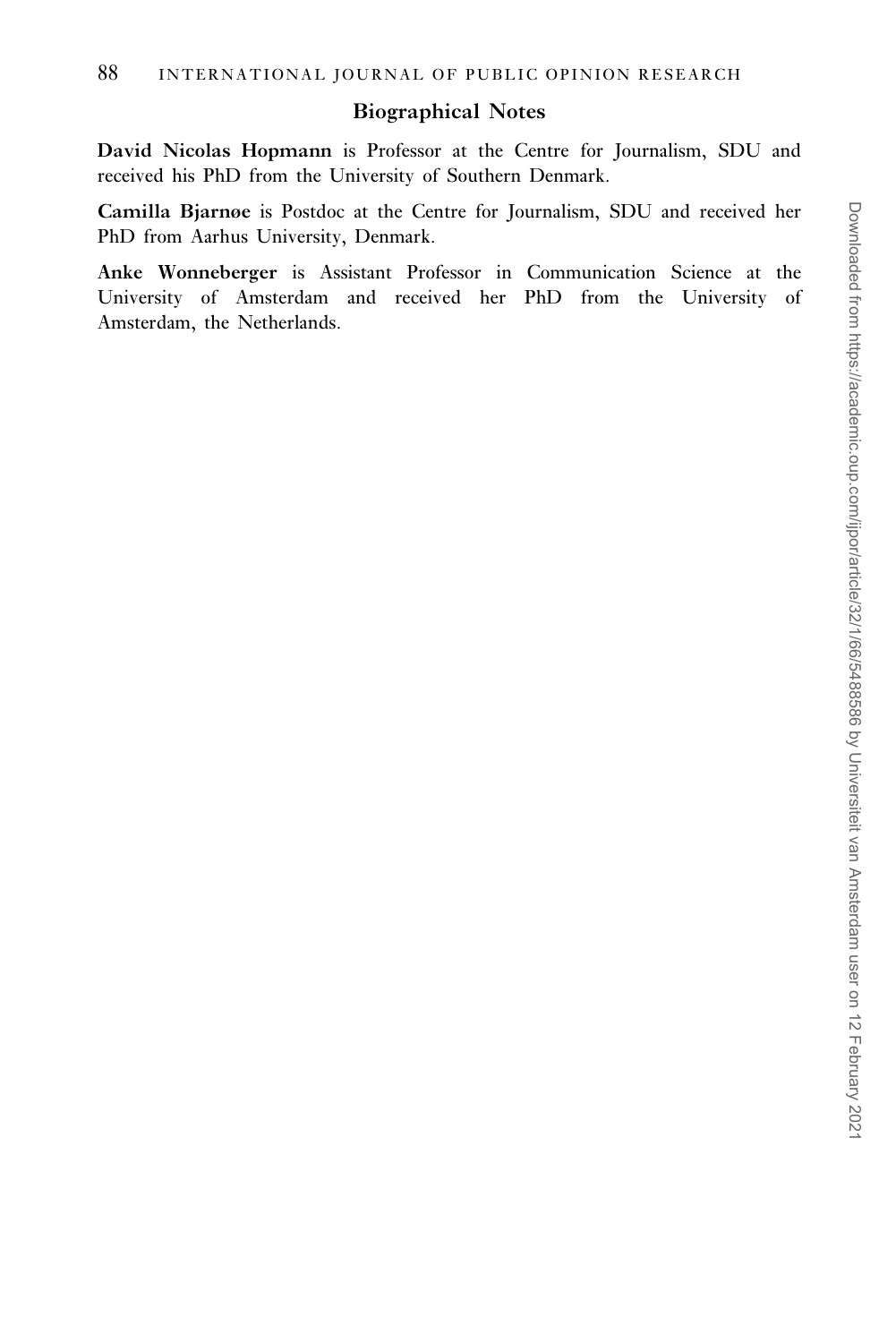## Biographical Notes

**David Nicolas Hopmann** is Professor at the Centre for Journalism, SDU and received his PhD from the University of Southern Denmark.

**Camilla Bjarnøe** is Postdoc at the Centre for Journalism, SDU and received her PhD from Aarhus University, Denmark.

**Anke Wonneberger** is Assistant Professor in Communication Science at the University of Amsterdam and received her PhD from the University of Amsterdam, the Netherlands.